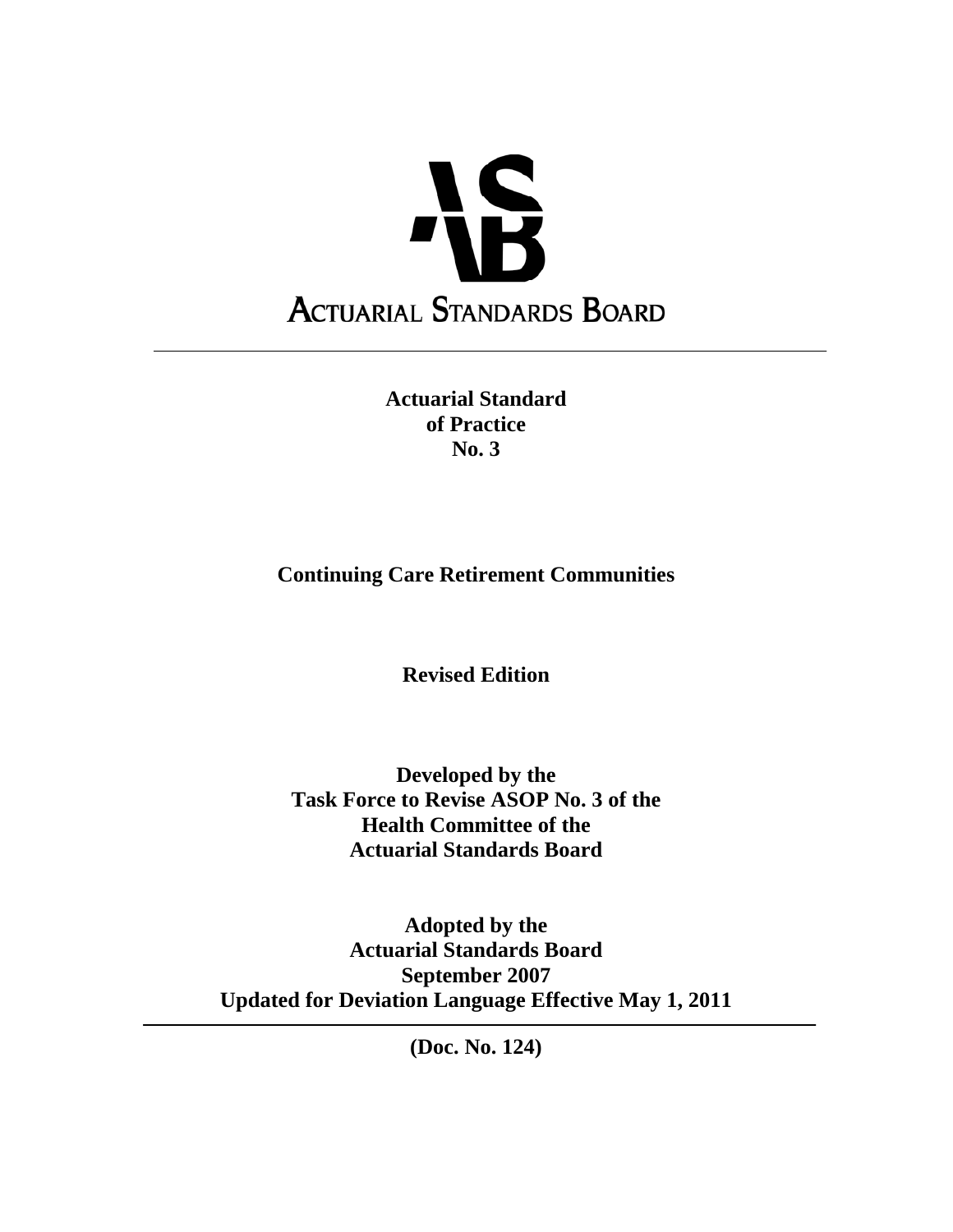# ACTUARIAL STANDARDS BOARD

**Actuarial Standard of Practice No. 3**

**Continuing Care Retirement Communities**

**Revised Edition**

**Developed by the Task Force to Revise ASOP No. 3 of the Health Committee of the Actuarial Standards Board**

**Adopted by the Actuarial Standards Board September 2007**
**Updated for Deviation Language Effective May 1, 2011**

**(Doc. No. 124)**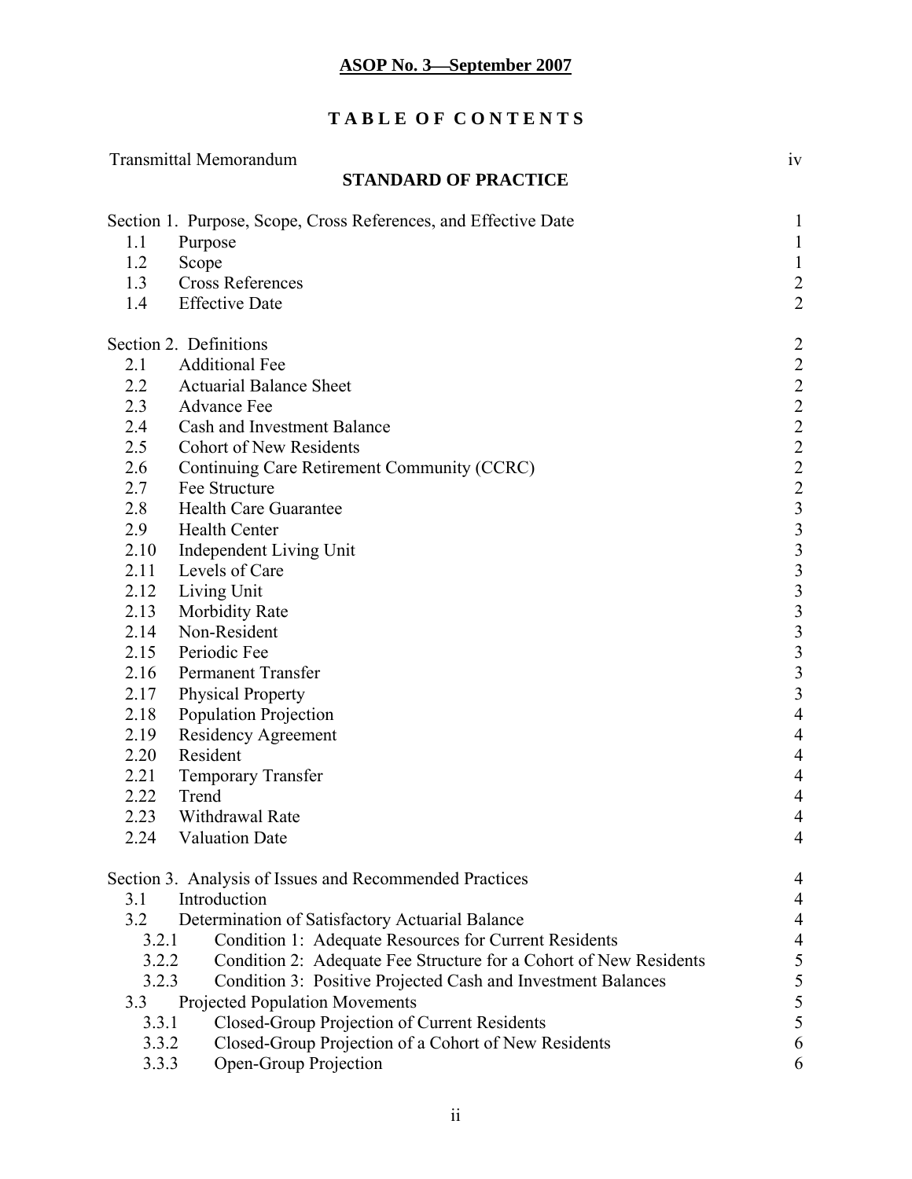**ASOP No. 3—September 2007**

# TABLE OF CONTENTS

| | | |
|---|---|---|
| Transmittal Memorandum | | iv |
| **STANDARD OF PRACTICE** | | |
| Section 1. Purpose, Scope, Cross References, and Effective Date | | 1 |
| 1.1 | Purpose | 1 |
| 1.2 | Scope | 1 |
| 1.3 | Cross References | 2 |
| 1.4 | Effective Date | 2 |
| Section 2. Definitions | | 2 |
| 2.1 | Additional Fee | 2 |
| 2.2 | Actuarial Balance Sheet | 2 |
| 2.3 | Advance Fee | 2 |
| 2.4 | Cash and Investment Balance | 2 |
| 2.5 | Cohort of New Residents | 2 |
| 2.6 | Continuing Care Retirement Community (CCRC) | 2 |
| 2.7 | Fee Structure | 2 |
| 2.8 | Health Care Guarantee | 3 |
| 2.9 | Health Center | 3 |
| 2.10 | Independent Living Unit | 3 |
| 2.11 | Levels of Care | 3 |
| 2.12 | Living Unit | 3 |
| 2.13 | Morbidity Rate | 3 |
| 2.14 | Non-Resident | 3 |
| 2.15 | Periodic Fee | 3 |
| 2.16 | Permanent Transfer | 3 |
| 2.17 | Physical Property | 3 |
| 2.18 | Population Projection | 4 |
| 2.19 | Residency Agreement | 4 |
| 2.20 | Resident | 4 |
| 2.21 | Temporary Transfer | 4 |
| 2.22 | Trend | 4 |
| 2.23 | Withdrawal Rate | 4 |
| 2.24 | Valuation Date | 4 |
| Section 3. Analysis of Issues and Recommended Practices | | 4 |
| 3.1 | Introduction | 4 |
| 3.2 | Determination of Satisfactory Actuarial Balance | 4 |
| 3.2.1 | Condition 1: Adequate Resources for Current Residents | 4 |
| 3.2.2 | Condition 2: Adequate Fee Structure for a Cohort of New Residents | 5 |
| 3.2.3 | Condition 3: Positive Projected Cash and Investment Balances | 5 |
| 3.3 | Projected Population Movements | 5 |
| 3.3.1 | Closed-Group Projection of Current Residents | 5 |
| 3.3.2 | Closed-Group Projection of a Cohort of New Residents | 6 |
| 3.3.3 | Open-Group Projection | 6 |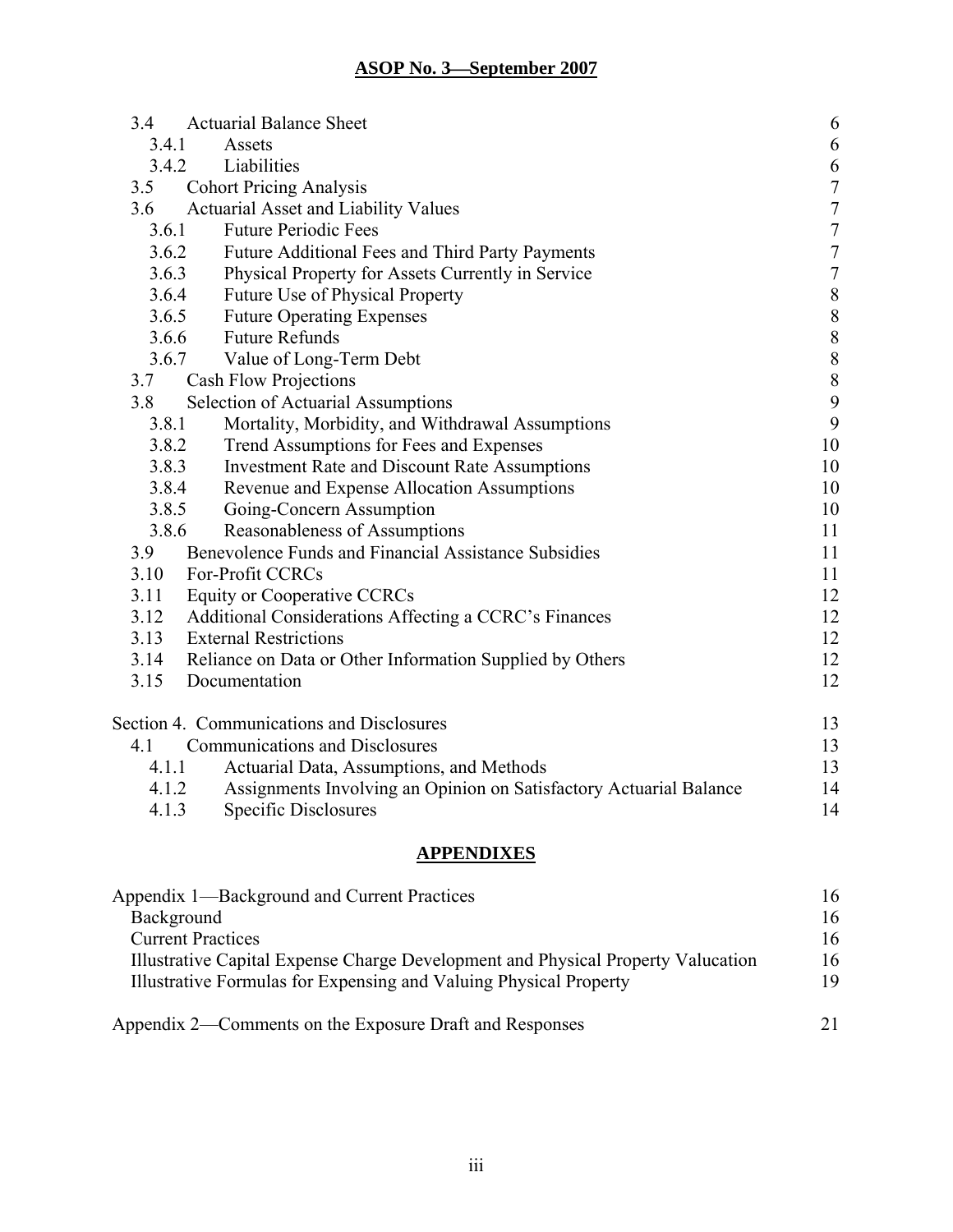| | | |
|---|---|---|
| 3.4 | Actuarial Balance Sheet | 6 |
| 3.4.1 | Assets | 6 |
| 3.4.2 | Liabilities | 6 |
| 3.5 | Cohort Pricing Analysis | 7 |
| 3.6 | Actuarial Asset and Liability Values | 7 |
| 3.6.1 | Future Periodic Fees | 7 |
| 3.6.2 | Future Additional Fees and Third Party Payments | 7 |
| 3.6.3 | Physical Property for Assets Currently in Service | 7 |
| 3.6.4 | Future Use of Physical Property | 8 |
| 3.6.5 | Future Operating Expenses | 8 |
| 3.6.6 | Future Refunds | 8 |
| 3.6.7 | Value of Long-Term Debt | 8 |
| 3.7 | Cash Flow Projections | 8 |
| 3.8 | Selection of Actuarial Assumptions | 9 |
| 3.8.1 | Mortality, Morbidity, and Withdrawal Assumptions | 9 |
| 3.8.2 | Trend Assumptions for Fees and Expenses | 10 |
| 3.8.3 | Investment Rate and Discount Rate Assumptions | 10 |
| 3.8.4 | Revenue and Expense Allocation Assumptions | 10 |
| 3.8.5 | Going-Concern Assumption | 10 |
| 3.8.6 | Reasonableness of Assumptions | 11 |
| 3.9 | Benevolence Funds and Financial Assistance Subsidies | 11 |
| 3.10 | For-Profit CCRCs | 11 |
| 3.11 | Equity or Cooperative CCRCs | 12 |
| 3.12 | Additional Considerations Affecting a CCRC's Finances | 12 |
| 3.13 | External Restrictions | 12 |
| 3.14 | Reliance on Data or Other Information Supplied by Others | 12 |
| 3.15 | Documentation | 12 |
| Section 4. | Communications and Disclosures | 13 |
| 4.1 | Communications and Disclosures | 13 |
| 4.1.1 | Actuarial Data, Assumptions, and Methods | 13 |
| 4.1.2 | Assignments Involving an Opinion on Satisfactory Actuarial Balance | 14 |
| 4.1.3 | Specific Disclosures | 14 |

**APPENDIXES**

| | |
|---|---|
| Appendix 1—Background and Current Practices | 16 |
| Background | 16 |
| Current Practices | 16 |
| Illustrative Capital Expense Charge Development and Physical Property Valucation | 16 |
| Illustrative Formulas for Expensing and Valuing Physical Property | 19 |
| Appendix 2—Comments on the Exposure Draft and Responses | 21 |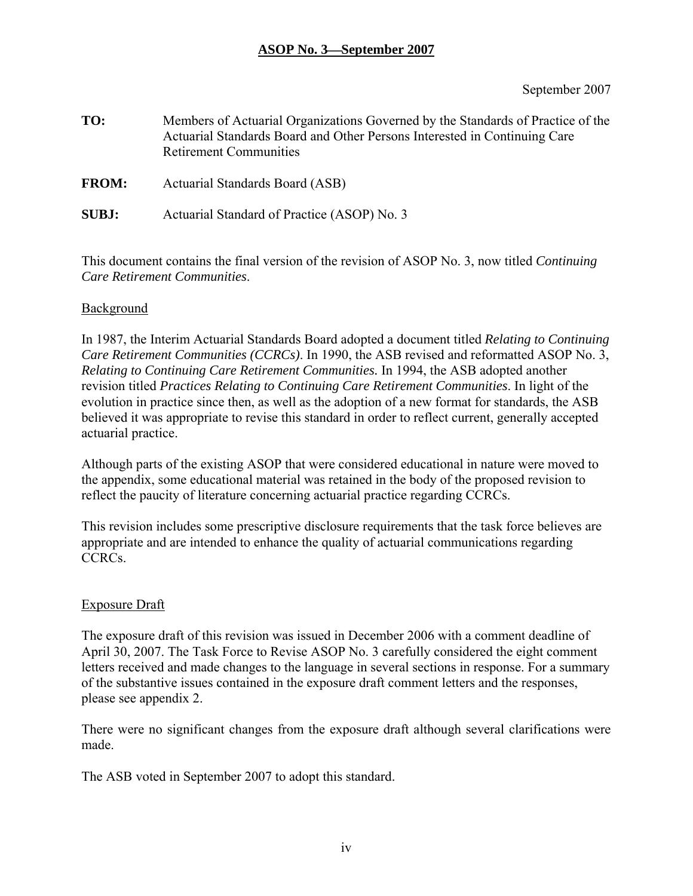September 2007

**TO:** Members of Actuarial Organizations Governed by the Standards of Practice of the Actuarial Standards Board and Other Persons Interested in Continuing Care Retirement Communities

**FROM:** Actuarial Standards Board (ASB)

**SUBJ:** Actuarial Standard of Practice (ASOP) No. 3

This document contains the final version of the revision of ASOP No. 3, now titled *Continuing Care Retirement Communities*.

Background

In 1987, the Interim Actuarial Standards Board adopted a document titled *Relating to Continuing Care Retirement Communities (CCRCs)*. In 1990, the ASB revised and reformatted ASOP No. 3, *Relating to Continuing Care Retirement Communities.* In 1994, the ASB adopted another revision titled *Practices Relating to Continuing Care Retirement Communities*. In light of the evolution in practice since then, as well as the adoption of a new format for standards, the ASB believed it was appropriate to revise this standard in order to reflect current, generally accepted actuarial practice.

Although parts of the existing ASOP that were considered educational in nature were moved to the appendix, some educational material was retained in the body of the proposed revision to reflect the paucity of literature concerning actuarial practice regarding CCRCs.

This revision includes some prescriptive disclosure requirements that the task force believes are appropriate and are intended to enhance the quality of actuarial communications regarding CCRCs.

Exposure Draft

The exposure draft of this revision was issued in December 2006 with a comment deadline of April 30, 2007. The Task Force to Revise ASOP No. 3 carefully considered the eight comment letters received and made changes to the language in several sections in response. For a summary of the substantive issues contained in the exposure draft comment letters and the responses, please see appendix 2.

There were no significant changes from the exposure draft although several clarifications were made.

The ASB voted in September 2007 to adopt this standard.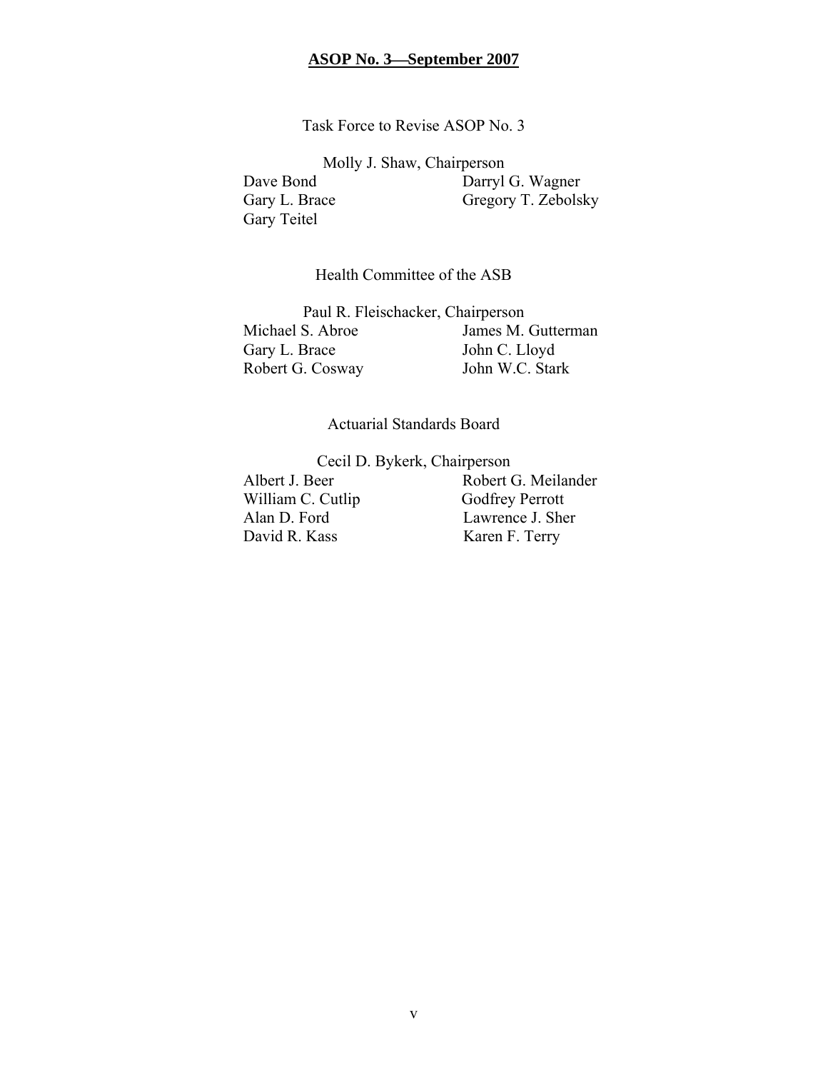**ASOP No. 3—September 2007**

Task Force to Revise ASOP No. 3

Molly J. Shaw, Chairperson

Dave Bond  
Darryl G. Wagner  
Gary L. Brace  
Gregory T. Zebolsky  
Gary Teitel

Health Committee of the ASB

Paul R. Fleischacker, Chairperson

Michael S. Abroe  
James M. Gutterman  
Gary L. Brace  
John C. Lloyd  
Robert G. Cosway  
John W.C. Stark

Actuarial Standards Board

Cecil D. Bykerk, Chairperson

Albert J. Beer  
Robert G. Meilander  
William C. Cutlip  
Godfrey Perrott  
Alan D. Ford  
Lawrence J. Sher  
David R. Kass  
Karen F. Terry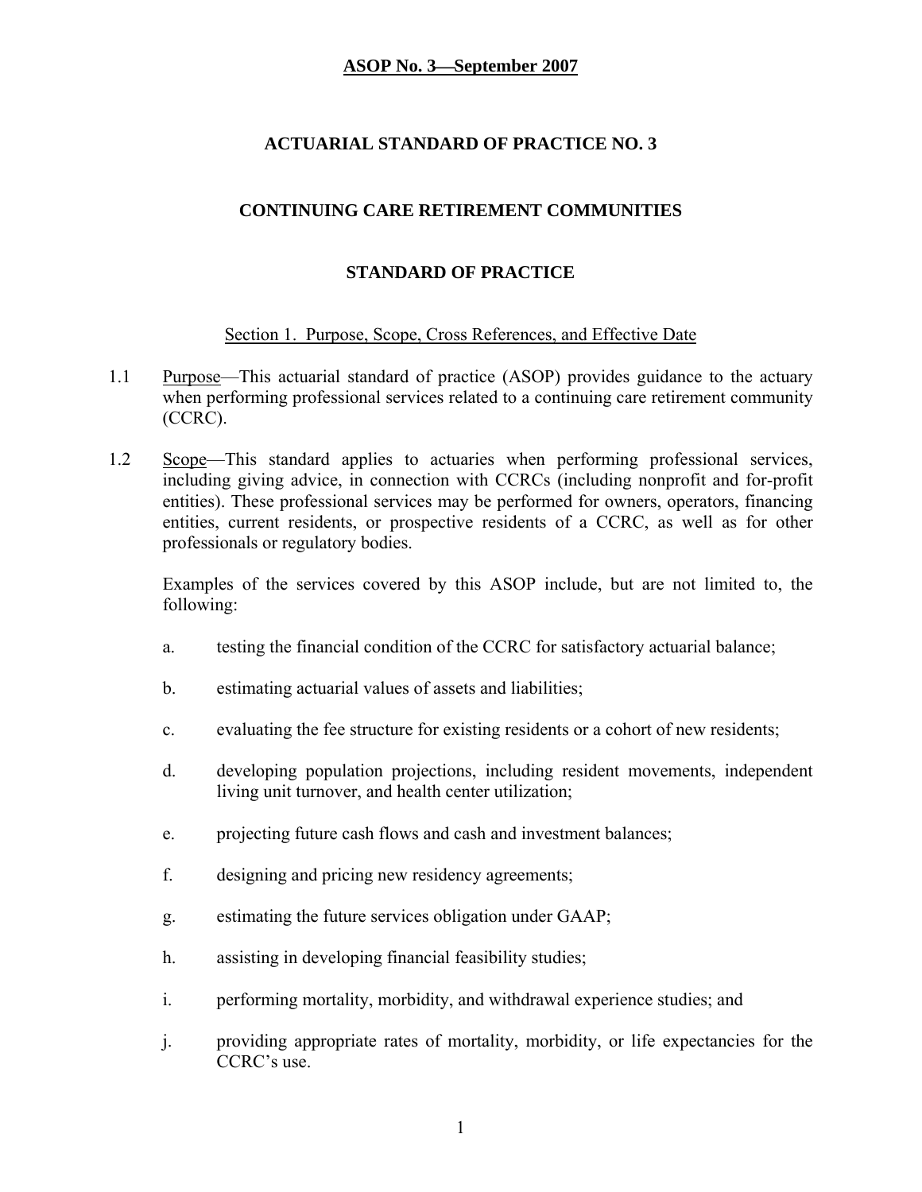**ASOP No. 3—September 2007**

# ACTUARIAL STANDARD OF PRACTICE NO. 3

# CONTINUING CARE RETIREMENT COMMUNITIES

## STANDARD OF PRACTICE

### Section 1. Purpose, Scope, Cross References, and Effective Date

1.1 Purpose—This actuarial standard of practice (ASOP) provides guidance to the actuary when performing professional services related to a continuing care retirement community (CCRC).

1.2 Scope—This standard applies to actuaries when performing professional services, including giving advice, in connection with CCRCs (including nonprofit and for-profit entities). These professional services may be performed for owners, operators, financing entities, current residents, or prospective residents of a CCRC, as well as for other professionals or regulatory bodies.

Examples of the services covered by this ASOP include, but are not limited to, the following:

a. testing the financial condition of the CCRC for satisfactory actuarial balance;

b. estimating actuarial values of assets and liabilities;

c. evaluating the fee structure for existing residents or a cohort of new residents;

d. developing population projections, including resident movements, independent living unit turnover, and health center utilization;

e. projecting future cash flows and cash and investment balances;

f. designing and pricing new residency agreements;

g. estimating the future services obligation under GAAP;

h. assisting in developing financial feasibility studies;

i. performing mortality, morbidity, and withdrawal experience studies; and

j. providing appropriate rates of mortality, morbidity, or life expectancies for the CCRC's use.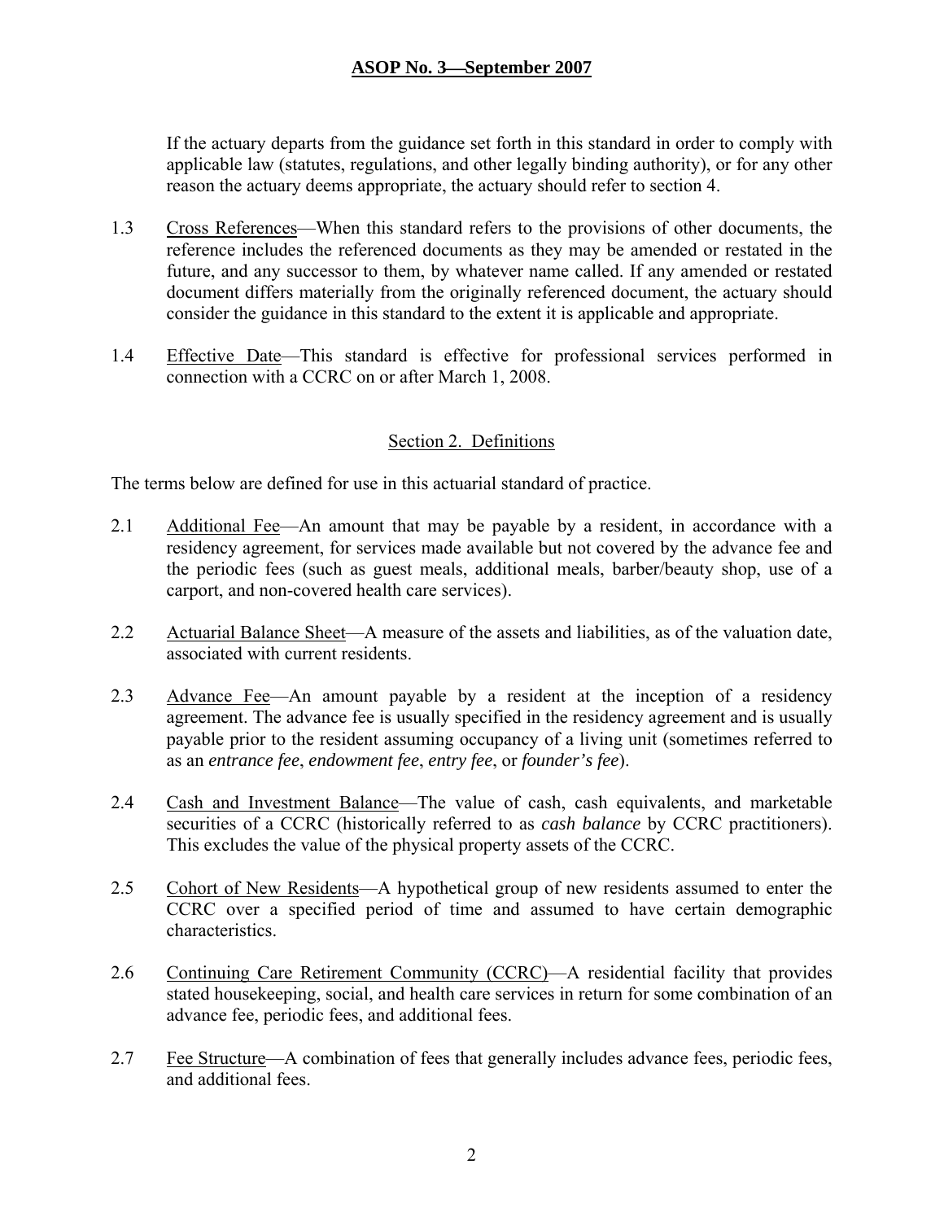If the actuary departs from the guidance set forth in this standard in order to comply with applicable law (statutes, regulations, and other legally binding authority), or for any other reason the actuary deems appropriate, the actuary should refer to section 4.

1.3 Cross References—When this standard refers to the provisions of other documents, the reference includes the referenced documents as they may be amended or restated in the future, and any successor to them, by whatever name called. If any amended or restated document differs materially from the originally referenced document, the actuary should consider the guidance in this standard to the extent it is applicable and appropriate.

1.4 Effective Date—This standard is effective for professional services performed in connection with a CCRC on or after March 1, 2008.

## Section 2. Definitions

The terms below are defined for use in this actuarial standard of practice.

2.1 Additional Fee—An amount that may be payable by a resident, in accordance with a residency agreement, for services made available but not covered by the advance fee and the periodic fees (such as guest meals, additional meals, barber/beauty shop, use of a carport, and non-covered health care services).

2.2 Actuarial Balance Sheet—A measure of the assets and liabilities, as of the valuation date, associated with current residents.

2.3 Advance Fee—An amount payable by a resident at the inception of a residency agreement. The advance fee is usually specified in the residency agreement and is usually payable prior to the resident assuming occupancy of a living unit (sometimes referred to as an *entrance fee*, *endowment fee*, *entry fee*, or *founder's fee*).

2.4 Cash and Investment Balance—The value of cash, cash equivalents, and marketable securities of a CCRC (historically referred to as *cash balance* by CCRC practitioners). This excludes the value of the physical property assets of the CCRC.

2.5 Cohort of New Residents—A hypothetical group of new residents assumed to enter the CCRC over a specified period of time and assumed to have certain demographic characteristics.

2.6 Continuing Care Retirement Community (CCRC)—A residential facility that provides stated housekeeping, social, and health care services in return for some combination of an advance fee, periodic fees, and additional fees.

2.7 Fee Structure—A combination of fees that generally includes advance fees, periodic fees, and additional fees.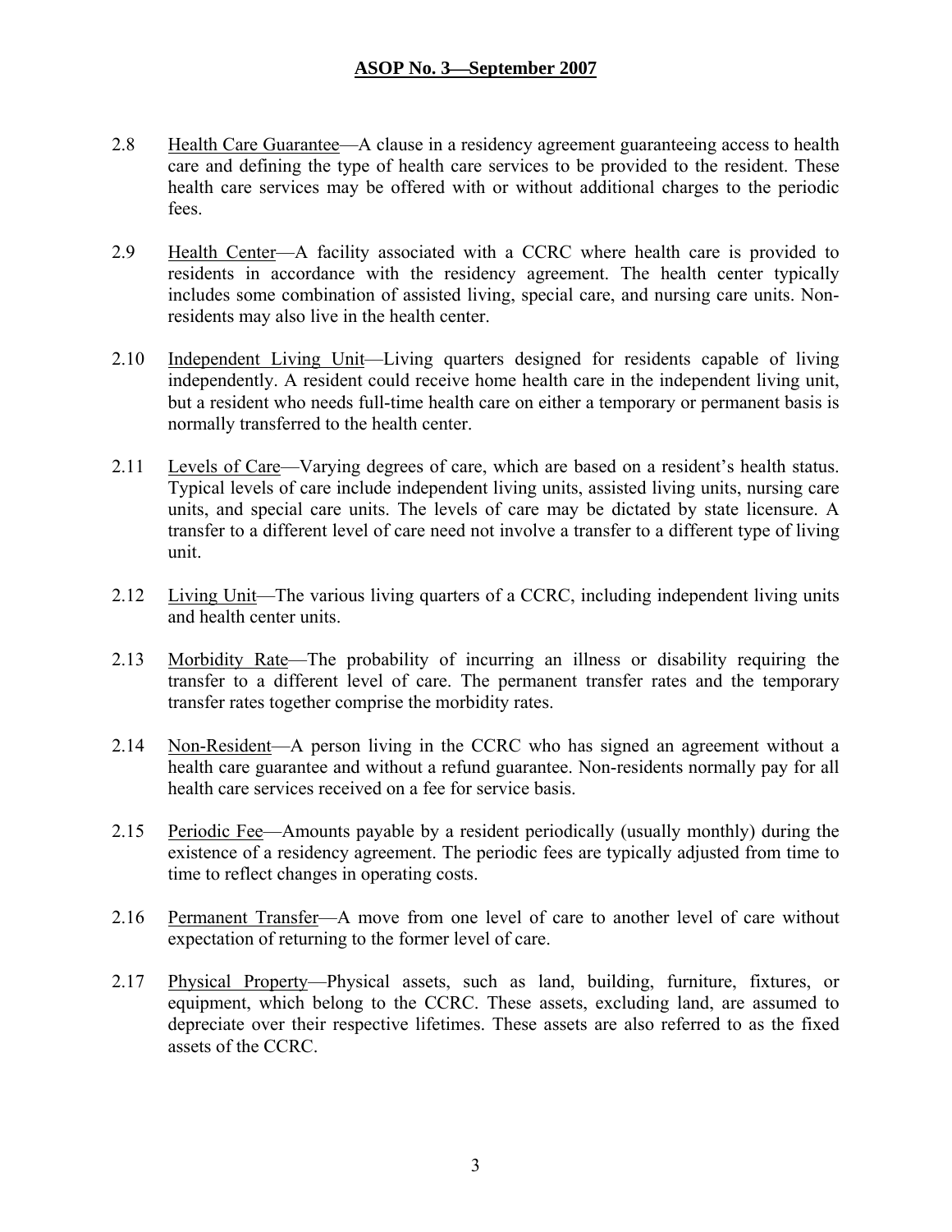2.8 Health Care Guarantee—A clause in a residency agreement guaranteeing access to health care and defining the type of health care services to be provided to the resident. These health care services may be offered with or without additional charges to the periodic fees.

2.9 Health Center—A facility associated with a CCRC where health care is provided to residents in accordance with the residency agreement. The health center typically includes some combination of assisted living, special care, and nursing care units. Non-residents may also live in the health center.

2.10 Independent Living Unit—Living quarters designed for residents capable of living independently. A resident could receive home health care in the independent living unit, but a resident who needs full-time health care on either a temporary or permanent basis is normally transferred to the health center.

2.11 Levels of Care—Varying degrees of care, which are based on a resident's health status. Typical levels of care include independent living units, assisted living units, nursing care units, and special care units. The levels of care may be dictated by state licensure. A transfer to a different level of care need not involve a transfer to a different type of living unit.

2.12 Living Unit—The various living quarters of a CCRC, including independent living units and health center units.

2.13 Morbidity Rate—The probability of incurring an illness or disability requiring the transfer to a different level of care. The permanent transfer rates and the temporary transfer rates together comprise the morbidity rates.

2.14 Non-Resident—A person living in the CCRC who has signed an agreement without a health care guarantee and without a refund guarantee. Non-residents normally pay for all health care services received on a fee for service basis.

2.15 Periodic Fee—Amounts payable by a resident periodically (usually monthly) during the existence of a residency agreement. The periodic fees are typically adjusted from time to time to reflect changes in operating costs.

2.16 Permanent Transfer—A move from one level of care to another level of care without expectation of returning to the former level of care.

2.17 Physical Property—Physical assets, such as land, building, furniture, fixtures, or equipment, which belong to the CCRC. These assets, excluding land, are assumed to depreciate over their respective lifetimes. These assets are also referred to as the fixed assets of the CCRC.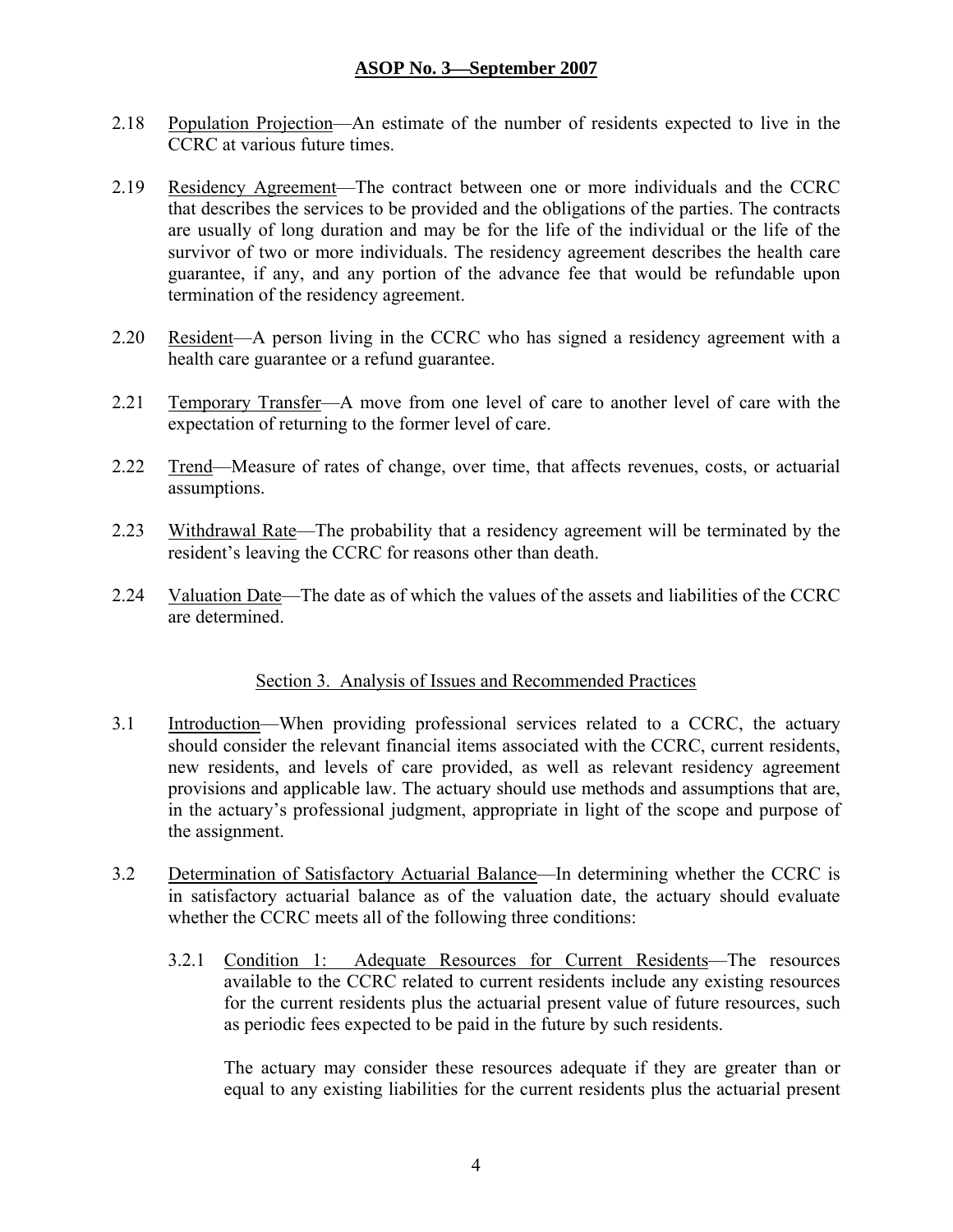2.18 Population Projection—An estimate of the number of residents expected to live in the CCRC at various future times.

2.19 Residency Agreement—The contract between one or more individuals and the CCRC that describes the services to be provided and the obligations of the parties. The contracts are usually of long duration and may be for the life of the individual or the life of the survivor of two or more individuals. The residency agreement describes the health care guarantee, if any, and any portion of the advance fee that would be refundable upon termination of the residency agreement.

2.20 Resident—A person living in the CCRC who has signed a residency agreement with a health care guarantee or a refund guarantee.

2.21 Temporary Transfer—A move from one level of care to another level of care with the expectation of returning to the former level of care.

2.22 Trend—Measure of rates of change, over time, that affects revenues, costs, or actuarial assumptions.

2.23 Withdrawal Rate—The probability that a residency agreement will be terminated by the resident's leaving the CCRC for reasons other than death.

2.24 Valuation Date—The date as of which the values of the assets and liabilities of the CCRC are determined.

## Section 3. Analysis of Issues and Recommended Practices

3.1 Introduction—When providing professional services related to a CCRC, the actuary should consider the relevant financial items associated with the CCRC, current residents, new residents, and levels of care provided, as well as relevant residency agreement provisions and applicable law. The actuary should use methods and assumptions that are, in the actuary's professional judgment, appropriate in light of the scope and purpose of the assignment.

3.2 Determination of Satisfactory Actuarial Balance—In determining whether the CCRC is in satisfactory actuarial balance as of the valuation date, the actuary should evaluate whether the CCRC meets all of the following three conditions:

3.2.1 Condition 1: Adequate Resources for Current Residents—The resources available to the CCRC related to current residents include any existing resources for the current residents plus the actuarial present value of future resources, such as periodic fees expected to be paid in the future by such residents.

The actuary may consider these resources adequate if they are greater than or equal to any existing liabilities for the current residents plus the actuarial present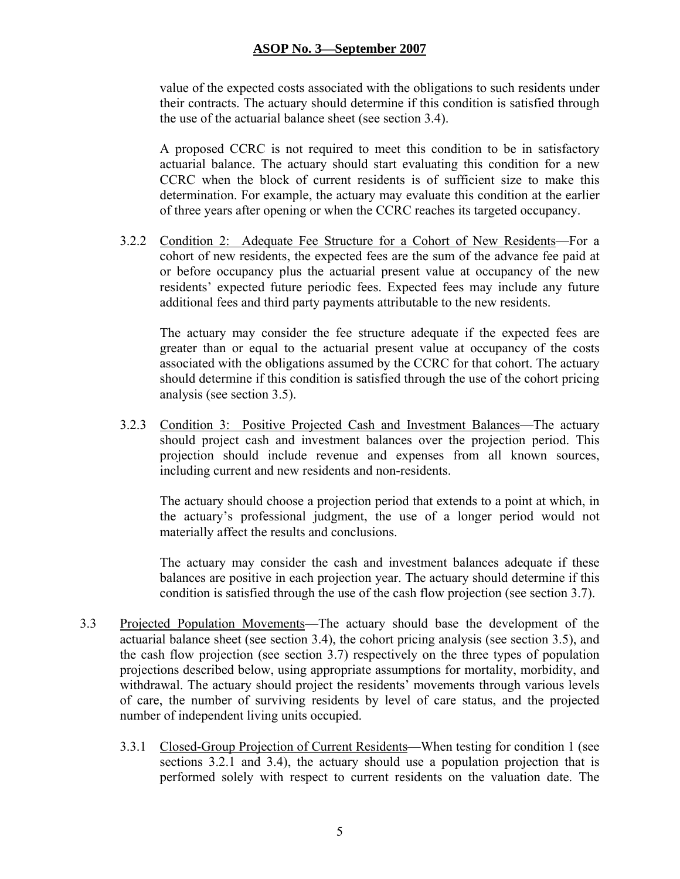value of the expected costs associated with the obligations to such residents under their contracts. The actuary should determine if this condition is satisfied through the use of the actuarial balance sheet (see section 3.4).

A proposed CCRC is not required to meet this condition to be in satisfactory actuarial balance. The actuary should start evaluating this condition for a new CCRC when the block of current residents is of sufficient size to make this determination. For example, the actuary may evaluate this condition at the earlier of three years after opening or when the CCRC reaches its targeted occupancy.

3.2.2 Condition 2: Adequate Fee Structure for a Cohort of New Residents—For a cohort of new residents, the expected fees are the sum of the advance fee paid at or before occupancy plus the actuarial present value at occupancy of the new residents' expected future periodic fees. Expected fees may include any future additional fees and third party payments attributable to the new residents.

The actuary may consider the fee structure adequate if the expected fees are greater than or equal to the actuarial present value at occupancy of the costs associated with the obligations assumed by the CCRC for that cohort. The actuary should determine if this condition is satisfied through the use of the cohort pricing analysis (see section 3.5).

3.2.3 Condition 3: Positive Projected Cash and Investment Balances—The actuary should project cash and investment balances over the projection period. This projection should include revenue and expenses from all known sources, including current and new residents and non-residents.

The actuary should choose a projection period that extends to a point at which, in the actuary's professional judgment, the use of a longer period would not materially affect the results and conclusions.

The actuary may consider the cash and investment balances adequate if these balances are positive in each projection year. The actuary should determine if this condition is satisfied through the use of the cash flow projection (see section 3.7).

3.3 Projected Population Movements—The actuary should base the development of the actuarial balance sheet (see section 3.4), the cohort pricing analysis (see section 3.5), and the cash flow projection (see section 3.7) respectively on the three types of population projections described below, using appropriate assumptions for mortality, morbidity, and withdrawal. The actuary should project the residents' movements through various levels of care, the number of surviving residents by level of care status, and the projected number of independent living units occupied.

3.3.1 Closed-Group Projection of Current Residents—When testing for condition 1 (see sections 3.2.1 and 3.4), the actuary should use a population projection that is performed solely with respect to current residents on the valuation date. The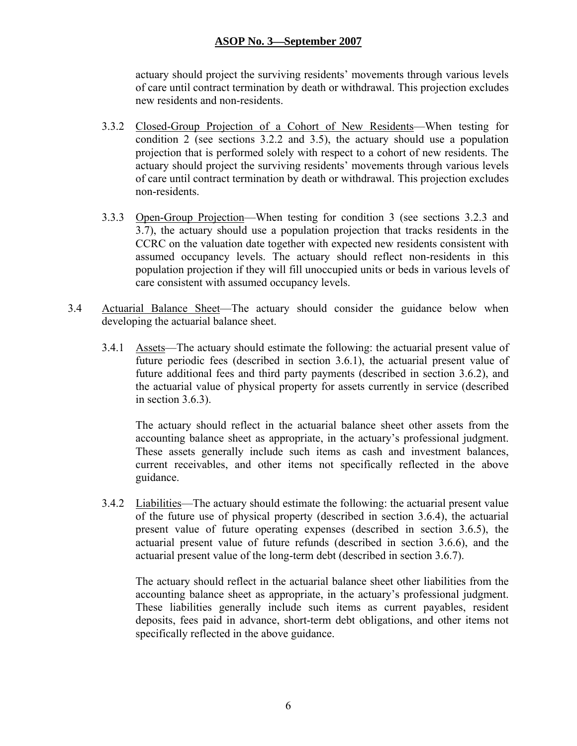actuary should project the surviving residents' movements through various levels of care until contract termination by death or withdrawal. This projection excludes new residents and non-residents.

3.3.2 Closed-Group Projection of a Cohort of New Residents—When testing for condition 2 (see sections 3.2.2 and 3.5), the actuary should use a population projection that is performed solely with respect to a cohort of new residents. The actuary should project the surviving residents' movements through various levels of care until contract termination by death or withdrawal. This projection excludes non-residents.

3.3.3 Open-Group Projection—When testing for condition 3 (see sections 3.2.3 and 3.7), the actuary should use a population projection that tracks residents in the CCRC on the valuation date together with expected new residents consistent with assumed occupancy levels. The actuary should reflect non-residents in this population projection if they will fill unoccupied units or beds in various levels of care consistent with assumed occupancy levels.

3.4 Actuarial Balance Sheet—The actuary should consider the guidance below when developing the actuarial balance sheet.

3.4.1 Assets—The actuary should estimate the following: the actuarial present value of future periodic fees (described in section 3.6.1), the actuarial present value of future additional fees and third party payments (described in section 3.6.2), and the actuarial value of physical property for assets currently in service (described in section 3.6.3).

The actuary should reflect in the actuarial balance sheet other assets from the accounting balance sheet as appropriate, in the actuary's professional judgment. These assets generally include such items as cash and investment balances, current receivables, and other items not specifically reflected in the above guidance.

3.4.2 Liabilities—The actuary should estimate the following: the actuarial present value of the future use of physical property (described in section 3.6.4), the actuarial present value of future operating expenses (described in section 3.6.5), the actuarial present value of future refunds (described in section 3.6.6), and the actuarial present value of the long-term debt (described in section 3.6.7).

The actuary should reflect in the actuarial balance sheet other liabilities from the accounting balance sheet as appropriate, in the actuary's professional judgment. These liabilities generally include such items as current payables, resident deposits, fees paid in advance, short-term debt obligations, and other items not specifically reflected in the above guidance.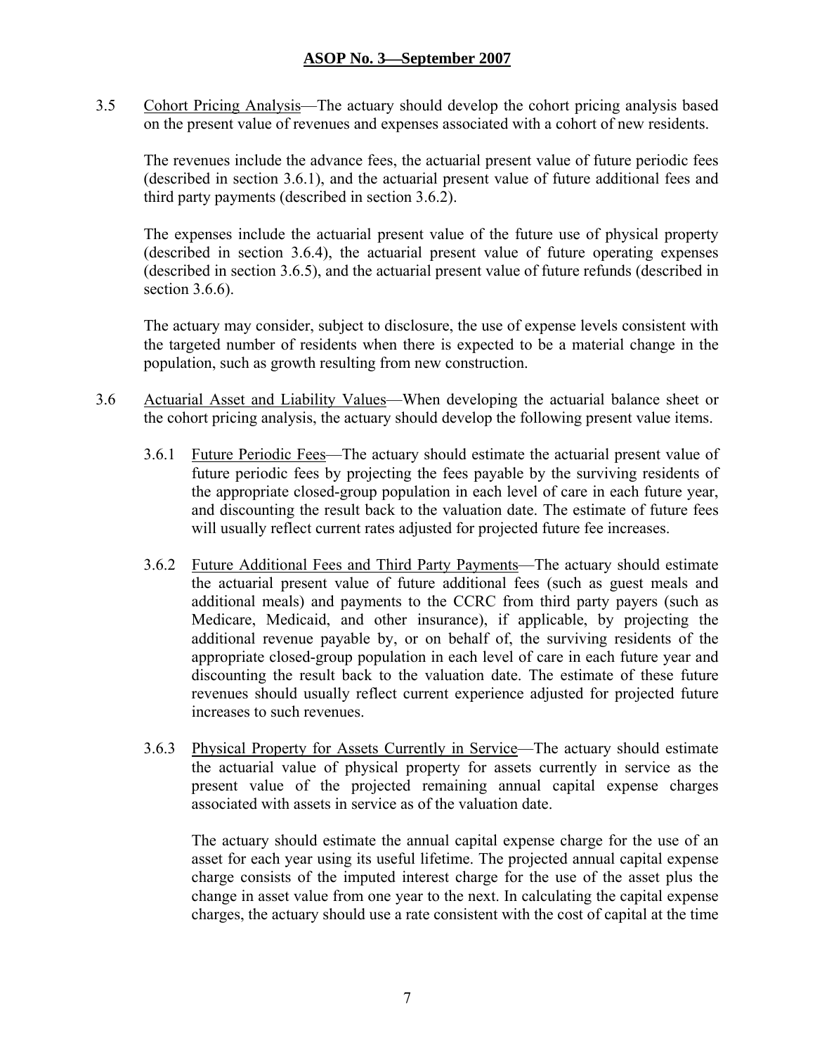3.5 Cohort Pricing Analysis—The actuary should develop the cohort pricing analysis based on the present value of revenues and expenses associated with a cohort of new residents.

The revenues include the advance fees, the actuarial present value of future periodic fees (described in section 3.6.1), and the actuarial present value of future additional fees and third party payments (described in section 3.6.2).

The expenses include the actuarial present value of the future use of physical property (described in section 3.6.4), the actuarial present value of future operating expenses (described in section 3.6.5), and the actuarial present value of future refunds (described in section 3.6.6).

The actuary may consider, subject to disclosure, the use of expense levels consistent with the targeted number of residents when there is expected to be a material change in the population, such as growth resulting from new construction.

3.6 Actuarial Asset and Liability Values—When developing the actuarial balance sheet or the cohort pricing analysis, the actuary should develop the following present value items.

3.6.1 Future Periodic Fees—The actuary should estimate the actuarial present value of future periodic fees by projecting the fees payable by the surviving residents of the appropriate closed-group population in each level of care in each future year, and discounting the result back to the valuation date. The estimate of future fees will usually reflect current rates adjusted for projected future fee increases.

3.6.2 Future Additional Fees and Third Party Payments—The actuary should estimate the actuarial present value of future additional fees (such as guest meals and additional meals) and payments to the CCRC from third party payers (such as Medicare, Medicaid, and other insurance), if applicable, by projecting the additional revenue payable by, or on behalf of, the surviving residents of the appropriate closed-group population in each level of care in each future year and discounting the result back to the valuation date. The estimate of these future revenues should usually reflect current experience adjusted for projected future increases to such revenues.

3.6.3 Physical Property for Assets Currently in Service—The actuary should estimate the actuarial value of physical property for assets currently in service as the present value of the projected remaining annual capital expense charges associated with assets in service as of the valuation date.

The actuary should estimate the annual capital expense charge for the use of an asset for each year using its useful lifetime. The projected annual capital expense charge consists of the imputed interest charge for the use of the asset plus the change in asset value from one year to the next. In calculating the capital expense charges, the actuary should use a rate consistent with the cost of capital at the time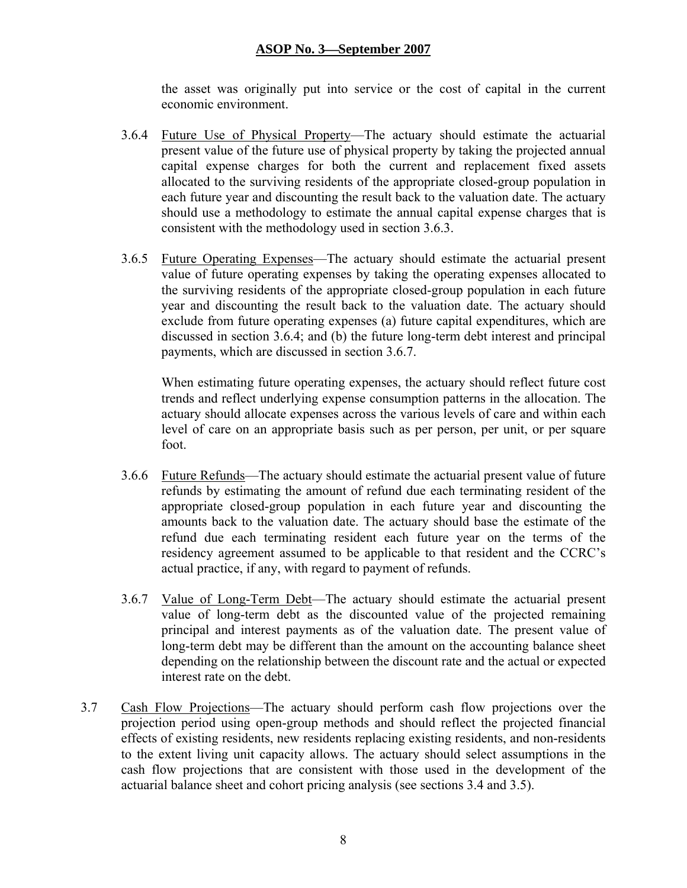the asset was originally put into service or the cost of capital in the current economic environment.

3.6.4 Future Use of Physical Property—The actuary should estimate the actuarial present value of the future use of physical property by taking the projected annual capital expense charges for both the current and replacement fixed assets allocated to the surviving residents of the appropriate closed-group population in each future year and discounting the result back to the valuation date. The actuary should use a methodology to estimate the annual capital expense charges that is consistent with the methodology used in section 3.6.3.

3.6.5 Future Operating Expenses—The actuary should estimate the actuarial present value of future operating expenses by taking the operating expenses allocated to the surviving residents of the appropriate closed-group population in each future year and discounting the result back to the valuation date. The actuary should exclude from future operating expenses (a) future capital expenditures, which are discussed in section 3.6.4; and (b) the future long-term debt interest and principal payments, which are discussed in section 3.6.7.

When estimating future operating expenses, the actuary should reflect future cost trends and reflect underlying expense consumption patterns in the allocation. The actuary should allocate expenses across the various levels of care and within each level of care on an appropriate basis such as per person, per unit, or per square foot.

3.6.6 Future Refunds—The actuary should estimate the actuarial present value of future refunds by estimating the amount of refund due each terminating resident of the appropriate closed-group population in each future year and discounting the amounts back to the valuation date. The actuary should base the estimate of the refund due each terminating resident each future year on the terms of the residency agreement assumed to be applicable to that resident and the CCRC's actual practice, if any, with regard to payment of refunds.

3.6.7 Value of Long-Term Debt—The actuary should estimate the actuarial present value of long-term debt as the discounted value of the projected remaining principal and interest payments as of the valuation date. The present value of long-term debt may be different than the amount on the accounting balance sheet depending on the relationship between the discount rate and the actual or expected interest rate on the debt.

3.7 Cash Flow Projections—The actuary should perform cash flow projections over the projection period using open-group methods and should reflect the projected financial effects of existing residents, new residents replacing existing residents, and non-residents to the extent living unit capacity allows. The actuary should select assumptions in the cash flow projections that are consistent with those used in the development of the actuarial balance sheet and cohort pricing analysis (see sections 3.4 and 3.5).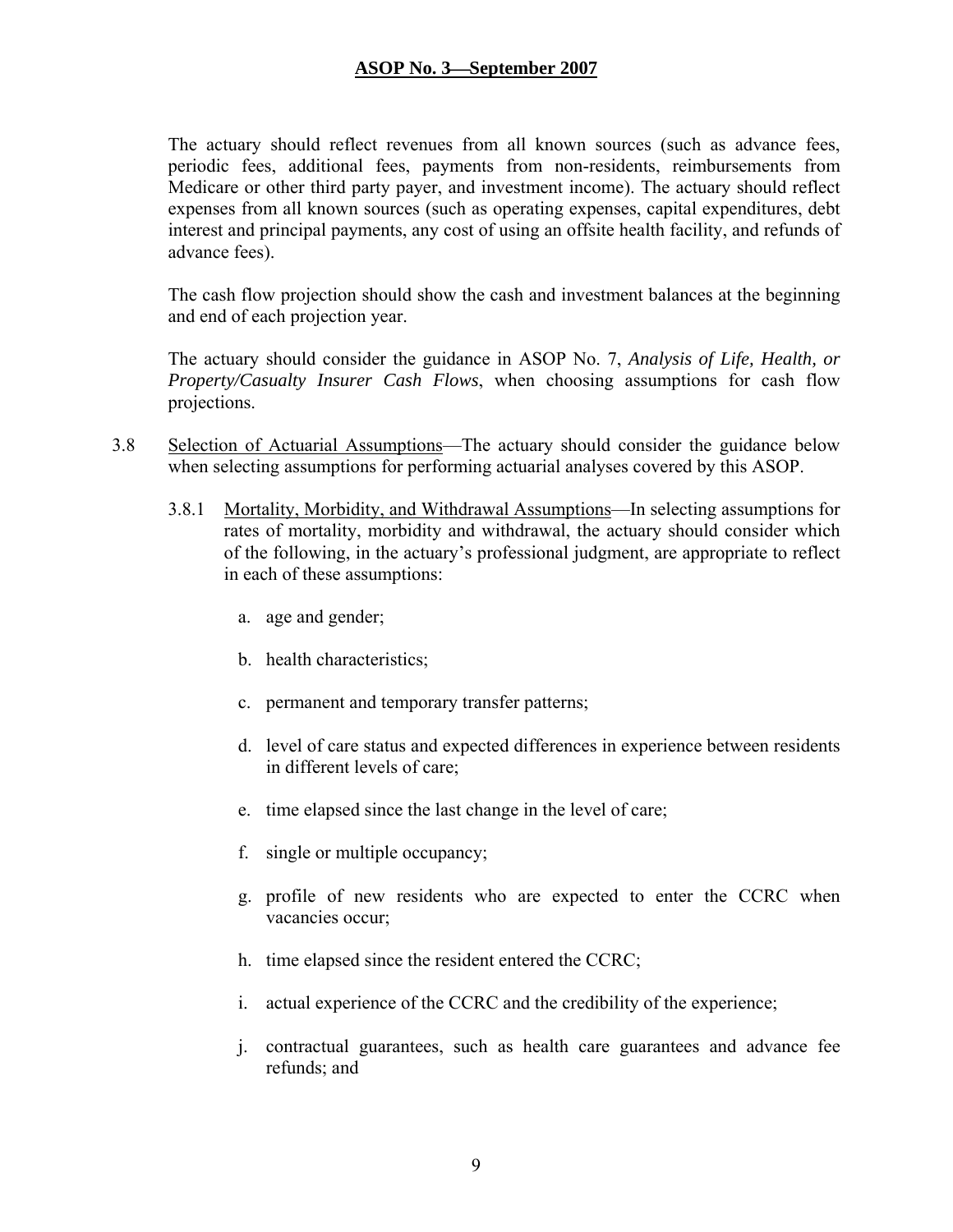The actuary should reflect revenues from all known sources (such as advance fees, periodic fees, additional fees, payments from non-residents, reimbursements from Medicare or other third party payer, and investment income). The actuary should reflect expenses from all known sources (such as operating expenses, capital expenditures, debt interest and principal payments, any cost of using an offsite health facility, and refunds of advance fees).

The cash flow projection should show the cash and investment balances at the beginning and end of each projection year.

The actuary should consider the guidance in ASOP No. 7, *Analysis of Life, Health, or Property/Casualty Insurer Cash Flows*, when choosing assumptions for cash flow projections.

3.8 Selection of Actuarial Assumptions—The actuary should consider the guidance below when selecting assumptions for performing actuarial analyses covered by this ASOP.

3.8.1 Mortality, Morbidity, and Withdrawal Assumptions—In selecting assumptions for rates of mortality, morbidity and withdrawal, the actuary should consider which of the following, in the actuary's professional judgment, are appropriate to reflect in each of these assumptions:

a. age and gender;

b. health characteristics;

c. permanent and temporary transfer patterns;

d. level of care status and expected differences in experience between residents in different levels of care;

e. time elapsed since the last change in the level of care;

f. single or multiple occupancy;

g. profile of new residents who are expected to enter the CCRC when vacancies occur;

h. time elapsed since the resident entered the CCRC;

i. actual experience of the CCRC and the credibility of the experience;

j. contractual guarantees, such as health care guarantees and advance fee refunds; and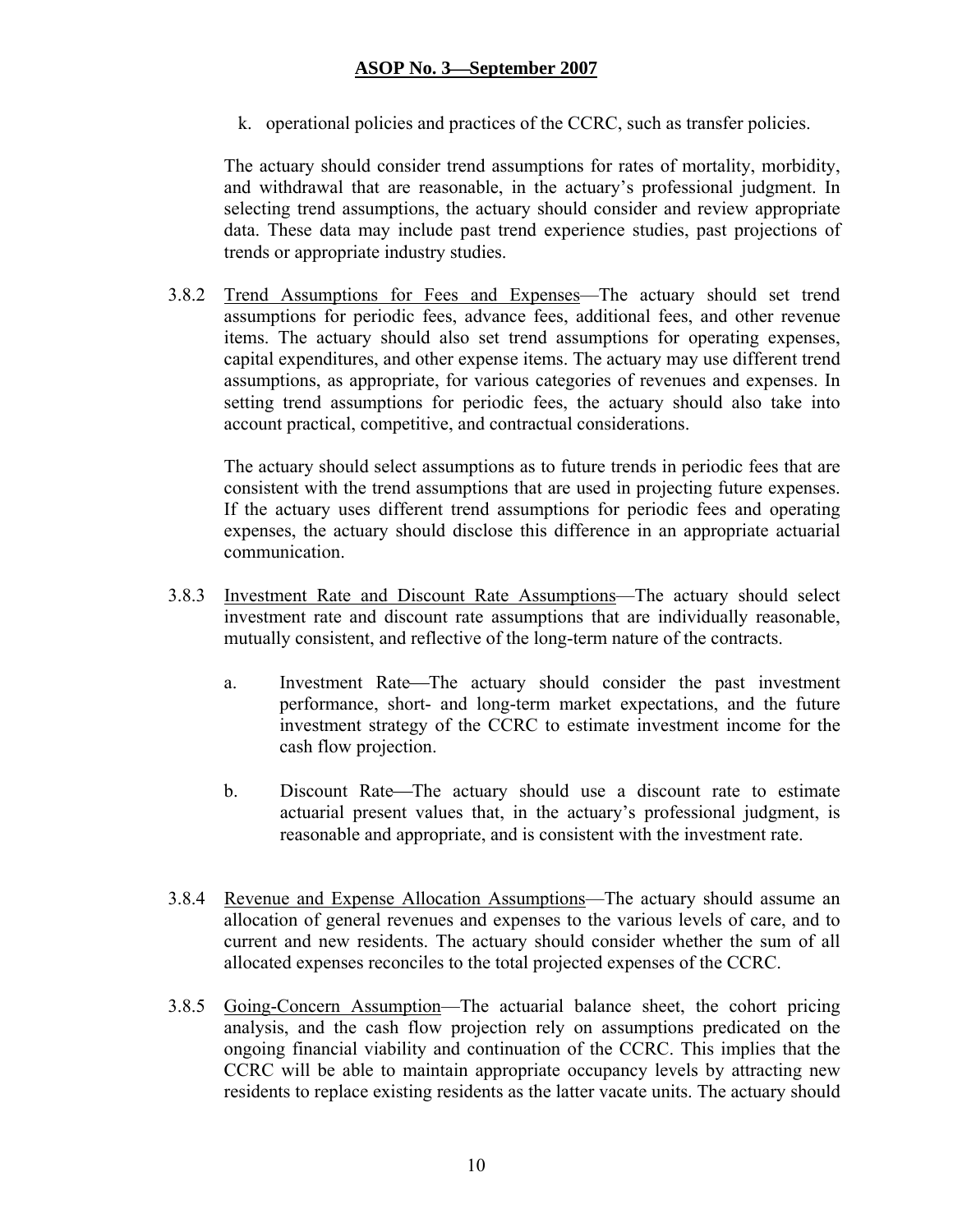k. operational policies and practices of the CCRC, such as transfer policies.

The actuary should consider trend assumptions for rates of mortality, morbidity, and withdrawal that are reasonable, in the actuary's professional judgment. In selecting trend assumptions, the actuary should consider and review appropriate data. These data may include past trend experience studies, past projections of trends or appropriate industry studies.

3.8.2 Trend Assumptions for Fees and Expenses—The actuary should set trend assumptions for periodic fees, advance fees, additional fees, and other revenue items. The actuary should also set trend assumptions for operating expenses, capital expenditures, and other expense items. The actuary may use different trend assumptions, as appropriate, for various categories of revenues and expenses. In setting trend assumptions for periodic fees, the actuary should also take into account practical, competitive, and contractual considerations.

The actuary should select assumptions as to future trends in periodic fees that are consistent with the trend assumptions that are used in projecting future expenses. If the actuary uses different trend assumptions for periodic fees and operating expenses, the actuary should disclose this difference in an appropriate actuarial communication.

3.8.3 Investment Rate and Discount Rate Assumptions—The actuary should select investment rate and discount rate assumptions that are individually reasonable, mutually consistent, and reflective of the long-term nature of the contracts.

a. Investment Rate—The actuary should consider the past investment performance, short- and long-term market expectations, and the future investment strategy of the CCRC to estimate investment income for the cash flow projection.

b. Discount Rate—The actuary should use a discount rate to estimate actuarial present values that, in the actuary's professional judgment, is reasonable and appropriate, and is consistent with the investment rate.

3.8.4 Revenue and Expense Allocation Assumptions—The actuary should assume an allocation of general revenues and expenses to the various levels of care, and to current and new residents. The actuary should consider whether the sum of all allocated expenses reconciles to the total projected expenses of the CCRC.

3.8.5 Going-Concern Assumption—The actuarial balance sheet, the cohort pricing analysis, and the cash flow projection rely on assumptions predicated on the ongoing financial viability and continuation of the CCRC. This implies that the CCRC will be able to maintain appropriate occupancy levels by attracting new residents to replace existing residents as the latter vacate units. The actuary should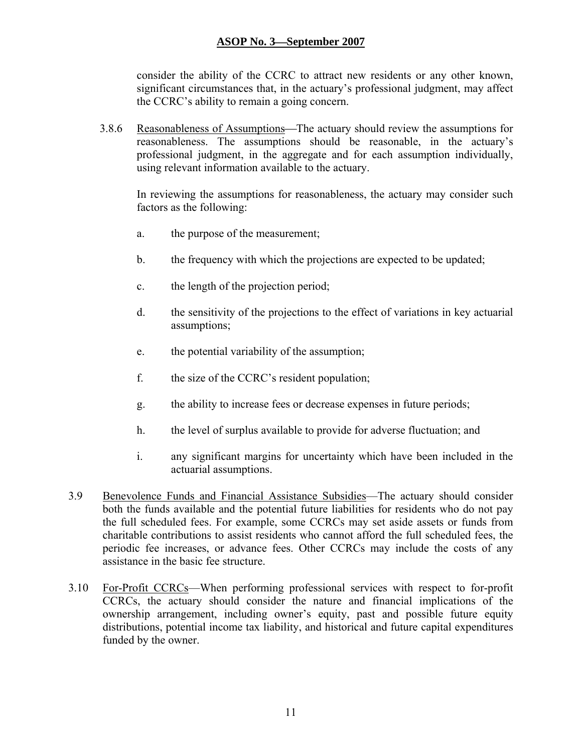consider the ability of the CCRC to attract new residents or any other known, significant circumstances that, in the actuary's professional judgment, may affect the CCRC's ability to remain a going concern.

3.8.6 Reasonableness of Assumptions—The actuary should review the assumptions for reasonableness. The assumptions should be reasonable, in the actuary's professional judgment, in the aggregate and for each assumption individually, using relevant information available to the actuary.

In reviewing the assumptions for reasonableness, the actuary may consider such factors as the following:

a. the purpose of the measurement;

b. the frequency with which the projections are expected to be updated;

c. the length of the projection period;

d. the sensitivity of the projections to the effect of variations in key actuarial assumptions;

e. the potential variability of the assumption;

f. the size of the CCRC's resident population;

g. the ability to increase fees or decrease expenses in future periods;

h. the level of surplus available to provide for adverse fluctuation; and

i. any significant margins for uncertainty which have been included in the actuarial assumptions.

3.9 Benevolence Funds and Financial Assistance Subsidies—The actuary should consider both the funds available and the potential future liabilities for residents who do not pay the full scheduled fees. For example, some CCRCs may set aside assets or funds from charitable contributions to assist residents who cannot afford the full scheduled fees, the periodic fee increases, or advance fees. Other CCRCs may include the costs of any assistance in the basic fee structure.

3.10 For-Profit CCRCs—When performing professional services with respect to for-profit CCRCs, the actuary should consider the nature and financial implications of the ownership arrangement, including owner's equity, past and possible future equity distributions, potential income tax liability, and historical and future capital expenditures funded by the owner.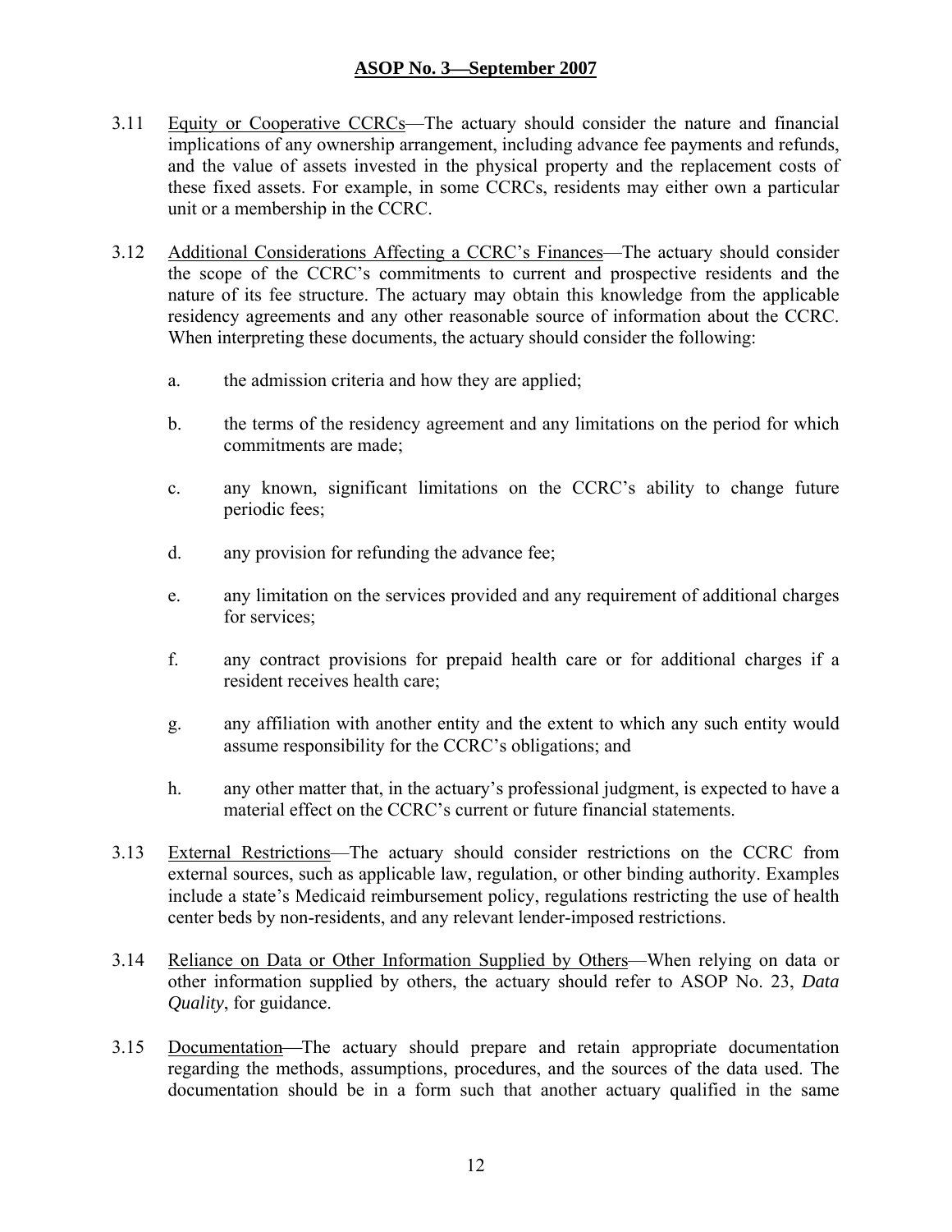3.11 Equity or Cooperative CCRCs—The actuary should consider the nature and financial implications of any ownership arrangement, including advance fee payments and refunds, and the value of assets invested in the physical property and the replacement costs of these fixed assets. For example, in some CCRCs, residents may either own a particular unit or a membership in the CCRC.

3.12 Additional Considerations Affecting a CCRC's Finances—The actuary should consider the scope of the CCRC's commitments to current and prospective residents and the nature of its fee structure. The actuary may obtain this knowledge from the applicable residency agreements and any other reasonable source of information about the CCRC. When interpreting these documents, the actuary should consider the following:

a. the admission criteria and how they are applied;

b. the terms of the residency agreement and any limitations on the period for which commitments are made;

c. any known, significant limitations on the CCRC's ability to change future periodic fees;

d. any provision for refunding the advance fee;

e. any limitation on the services provided and any requirement of additional charges for services;

f. any contract provisions for prepaid health care or for additional charges if a resident receives health care;

g. any affiliation with another entity and the extent to which any such entity would assume responsibility for the CCRC's obligations; and

h. any other matter that, in the actuary's professional judgment, is expected to have a material effect on the CCRC's current or future financial statements.

3.13 External Restrictions—The actuary should consider restrictions on the CCRC from external sources, such as applicable law, regulation, or other binding authority. Examples include a state's Medicaid reimbursement policy, regulations restricting the use of health center beds by non-residents, and any relevant lender-imposed restrictions.

3.14 Reliance on Data or Other Information Supplied by Others—When relying on data or other information supplied by others, the actuary should refer to ASOP No. 23, *Data Quality*, for guidance.

3.15 Documentation—The actuary should prepare and retain appropriate documentation regarding the methods, assumptions, procedures, and the sources of the data used. The documentation should be in a form such that another actuary qualified in the same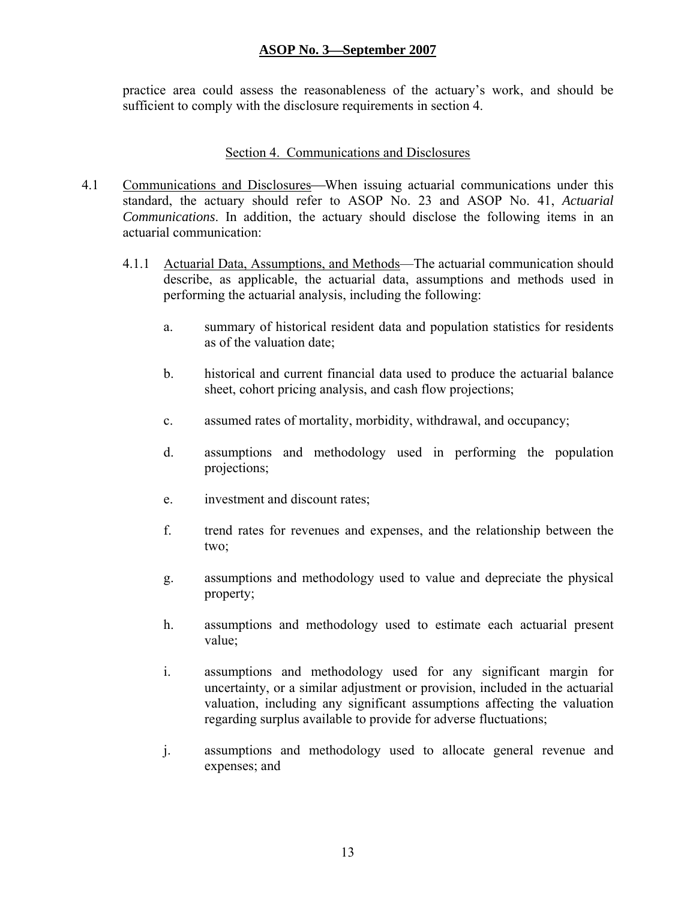practice area could assess the reasonableness of the actuary's work, and should be sufficient to comply with the disclosure requirements in section 4.

## Section 4. Communications and Disclosures

4.1 Communications and Disclosures—When issuing actuarial communications under this standard, the actuary should refer to ASOP No. 23 and ASOP No. 41, *Actuarial Communications*. In addition, the actuary should disclose the following items in an actuarial communication:

4.1.1 Actuarial Data, Assumptions, and Methods—The actuarial communication should describe, as applicable, the actuarial data, assumptions and methods used in performing the actuarial analysis, including the following:

a. summary of historical resident data and population statistics for residents as of the valuation date;

b. historical and current financial data used to produce the actuarial balance sheet, cohort pricing analysis, and cash flow projections;

c. assumed rates of mortality, morbidity, withdrawal, and occupancy;

d. assumptions and methodology used in performing the population projections;

e. investment and discount rates;

f. trend rates for revenues and expenses, and the relationship between the two;

g. assumptions and methodology used to value and depreciate the physical property;

h. assumptions and methodology used to estimate each actuarial present value;

i. assumptions and methodology used for any significant margin for uncertainty, or a similar adjustment or provision, included in the actuarial valuation, including any significant assumptions affecting the valuation regarding surplus available to provide for adverse fluctuations;

j. assumptions and methodology used to allocate general revenue and expenses; and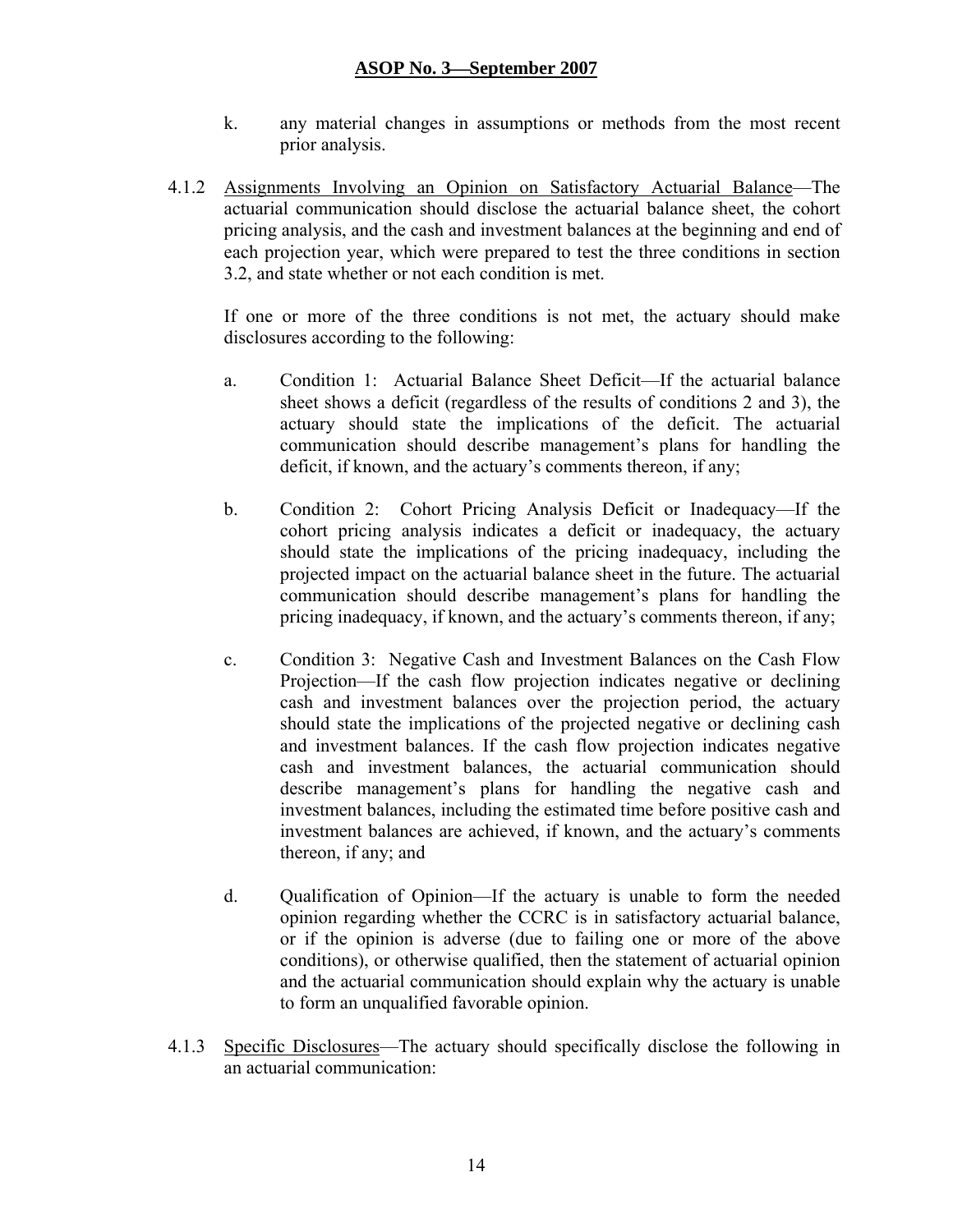k. any material changes in assumptions or methods from the most recent prior analysis.

4.1.2 Assignments Involving an Opinion on Satisfactory Actuarial Balance—The actuarial communication should disclose the actuarial balance sheet, the cohort pricing analysis, and the cash and investment balances at the beginning and end of each projection year, which were prepared to test the three conditions in section 3.2, and state whether or not each condition is met.

If one or more of the three conditions is not met, the actuary should make disclosures according to the following:

a. Condition 1: Actuarial Balance Sheet Deficit—If the actuarial balance sheet shows a deficit (regardless of the results of conditions 2 and 3), the actuary should state the implications of the deficit. The actuarial communication should describe management's plans for handling the deficit, if known, and the actuary's comments thereon, if any;

b. Condition 2: Cohort Pricing Analysis Deficit or Inadequacy—If the cohort pricing analysis indicates a deficit or inadequacy, the actuary should state the implications of the pricing inadequacy, including the projected impact on the actuarial balance sheet in the future. The actuarial communication should describe management's plans for handling the pricing inadequacy, if known, and the actuary's comments thereon, if any;

c. Condition 3: Negative Cash and Investment Balances on the Cash Flow Projection—If the cash flow projection indicates negative or declining cash and investment balances over the projection period, the actuary should state the implications of the projected negative or declining cash and investment balances. If the cash flow projection indicates negative cash and investment balances, the actuarial communication should describe management's plans for handling the negative cash and investment balances, including the estimated time before positive cash and investment balances are achieved, if known, and the actuary's comments thereon, if any; and

d. Qualification of Opinion—If the actuary is unable to form the needed opinion regarding whether the CCRC is in satisfactory actuarial balance, or if the opinion is adverse (due to failing one or more of the above conditions), or otherwise qualified, then the statement of actuarial opinion and the actuarial communication should explain why the actuary is unable to form an unqualified favorable opinion.

4.1.3 Specific Disclosures—The actuary should specifically disclose the following in an actuarial communication: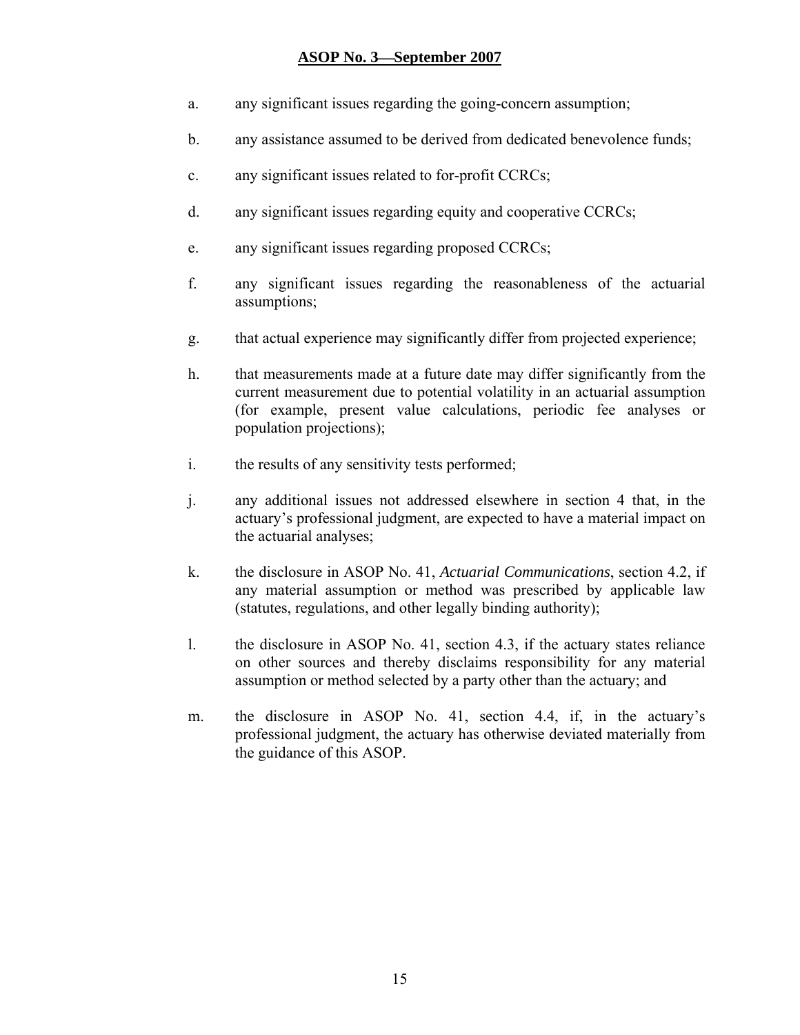a. any significant issues regarding the going-concern assumption;

b. any assistance assumed to be derived from dedicated benevolence funds;

c. any significant issues related to for-profit CCRCs;

d. any significant issues regarding equity and cooperative CCRCs;

e. any significant issues regarding proposed CCRCs;

f. any significant issues regarding the reasonableness of the actuarial assumptions;

g. that actual experience may significantly differ from projected experience;

h. that measurements made at a future date may differ significantly from the current measurement due to potential volatility in an actuarial assumption (for example, present value calculations, periodic fee analyses or population projections);

i. the results of any sensitivity tests performed;

j. any additional issues not addressed elsewhere in section 4 that, in the actuary's professional judgment, are expected to have a material impact on the actuarial analyses;

k. the disclosure in ASOP No. 41, *Actuarial Communications*, section 4.2, if any material assumption or method was prescribed by applicable law (statutes, regulations, and other legally binding authority);

l. the disclosure in ASOP No. 41, section 4.3, if the actuary states reliance on other sources and thereby disclaims responsibility for any material assumption or method selected by a party other than the actuary; and

m. the disclosure in ASOP No. 41, section 4.4, if, in the actuary's professional judgment, the actuary has otherwise deviated materially from the guidance of this ASOP.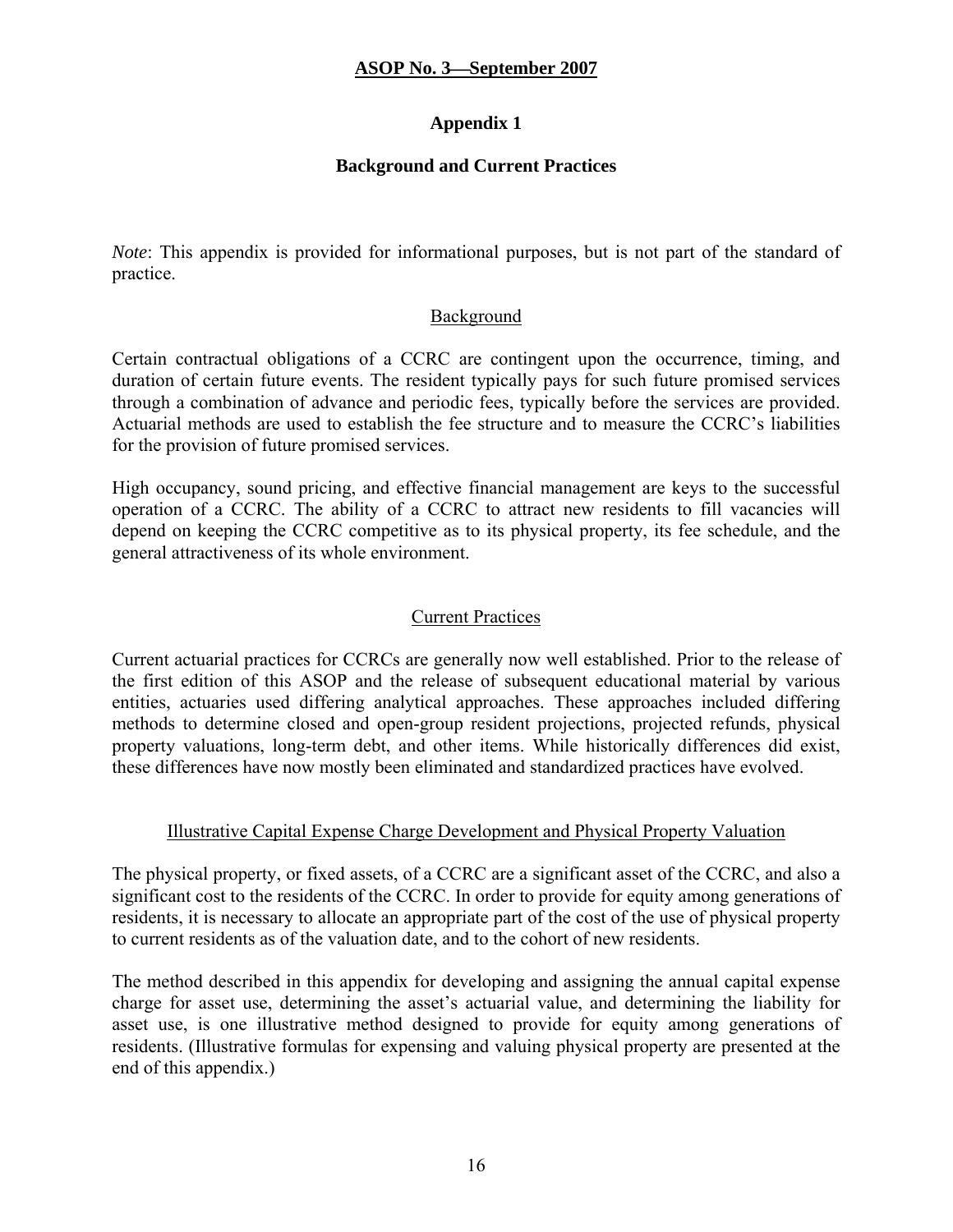## Appendix 1

### Background and Current Practices

*Note*: This appendix is provided for informational purposes, but is not part of the standard of practice.

#### Background

Certain contractual obligations of a CCRC are contingent upon the occurrence, timing, and duration of certain future events. The resident typically pays for such future promised services through a combination of advance and periodic fees, typically before the services are provided. Actuarial methods are used to establish the fee structure and to measure the CCRC's liabilities for the provision of future promised services.

High occupancy, sound pricing, and effective financial management are keys to the successful operation of a CCRC. The ability of a CCRC to attract new residents to fill vacancies will depend on keeping the CCRC competitive as to its physical property, its fee schedule, and the general attractiveness of its whole environment.

#### Current Practices

Current actuarial practices for CCRCs are generally now well established. Prior to the release of the first edition of this ASOP and the release of subsequent educational material by various entities, actuaries used differing analytical approaches. These approaches included differing methods to determine closed and open-group resident projections, projected refunds, physical property valuations, long-term debt, and other items. While historically differences did exist, these differences have now mostly been eliminated and standardized practices have evolved.

#### Illustrative Capital Expense Charge Development and Physical Property Valuation

The physical property, or fixed assets, of a CCRC are a significant asset of the CCRC, and also a significant cost to the residents of the CCRC. In order to provide for equity among generations of residents, it is necessary to allocate an appropriate part of the cost of the use of physical property to current residents as of the valuation date, and to the cohort of new residents.

The method described in this appendix for developing and assigning the annual capital expense charge for asset use, determining the asset's actuarial value, and determining the liability for asset use, is one illustrative method designed to provide for equity among generations of residents. (Illustrative formulas for expensing and valuing physical property are presented at the end of this appendix.)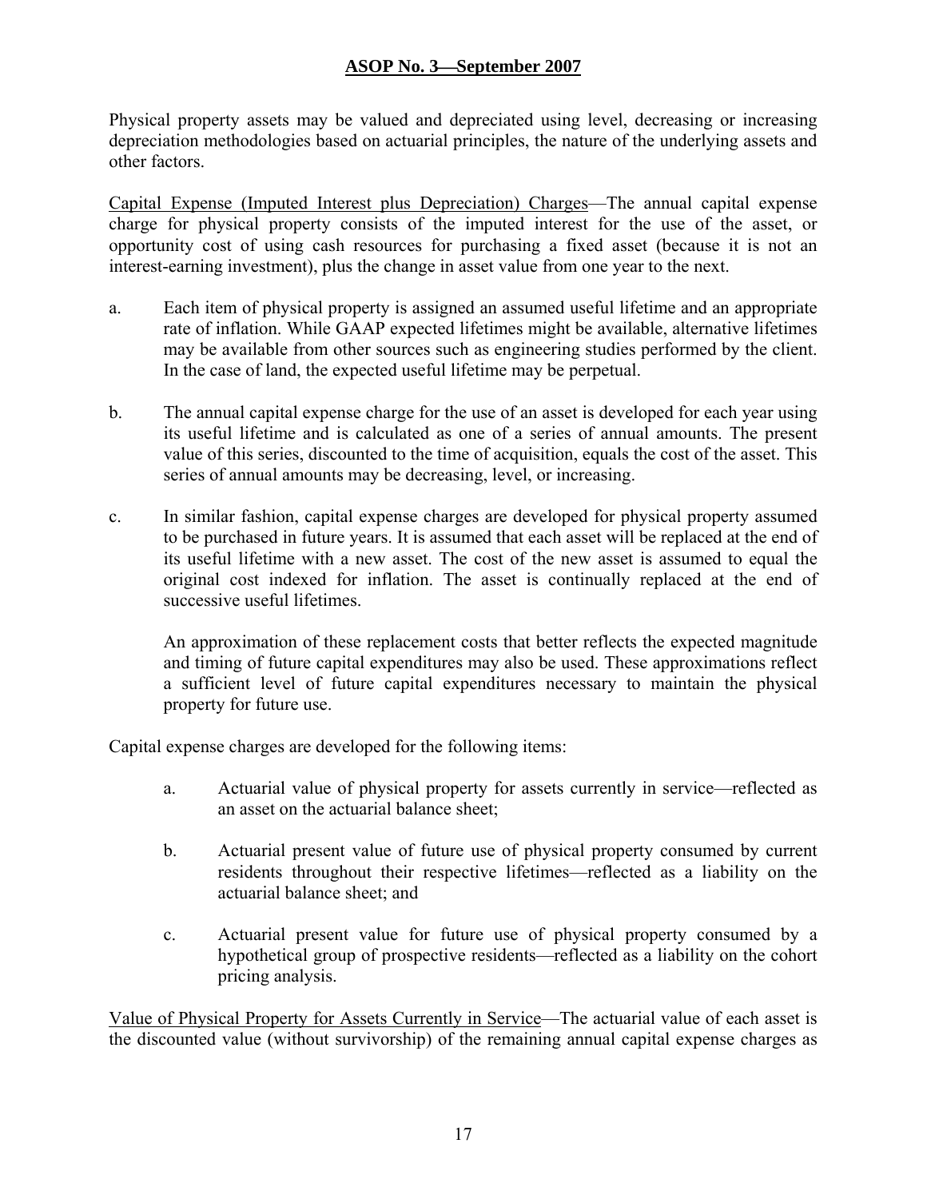Physical property assets may be valued and depreciated using level, decreasing or increasing depreciation methodologies based on actuarial principles, the nature of the underlying assets and other factors.

Capital Expense (Imputed Interest plus Depreciation) Charges—The annual capital expense charge for physical property consists of the imputed interest for the use of the asset, or opportunity cost of using cash resources for purchasing a fixed asset (because it is not an interest-earning investment), plus the change in asset value from one year to the next.

a. Each item of physical property is assigned an assumed useful lifetime and an appropriate rate of inflation. While GAAP expected lifetimes might be available, alternative lifetimes may be available from other sources such as engineering studies performed by the client. In the case of land, the expected useful lifetime may be perpetual.

b. The annual capital expense charge for the use of an asset is developed for each year using its useful lifetime and is calculated as one of a series of annual amounts. The present value of this series, discounted to the time of acquisition, equals the cost of the asset. This series of annual amounts may be decreasing, level, or increasing.

c. In similar fashion, capital expense charges are developed for physical property assumed to be purchased in future years. It is assumed that each asset will be replaced at the end of its useful lifetime with a new asset. The cost of the new asset is assumed to equal the original cost indexed for inflation. The asset is continually replaced at the end of successive useful lifetimes.

   An approximation of these replacement costs that better reflects the expected magnitude and timing of future capital expenditures may also be used. These approximations reflect a sufficient level of future capital expenditures necessary to maintain the physical property for future use.

Capital expense charges are developed for the following items:

a. Actuarial value of physical property for assets currently in service—reflected as an asset on the actuarial balance sheet;

b. Actuarial present value of future use of physical property consumed by current residents throughout their respective lifetimes—reflected as a liability on the actuarial balance sheet; and

c. Actuarial present value for future use of physical property consumed by a hypothetical group of prospective residents—reflected as a liability on the cohort pricing analysis.

Value of Physical Property for Assets Currently in Service—The actuarial value of each asset is the discounted value (without survivorship) of the remaining annual capital expense charges as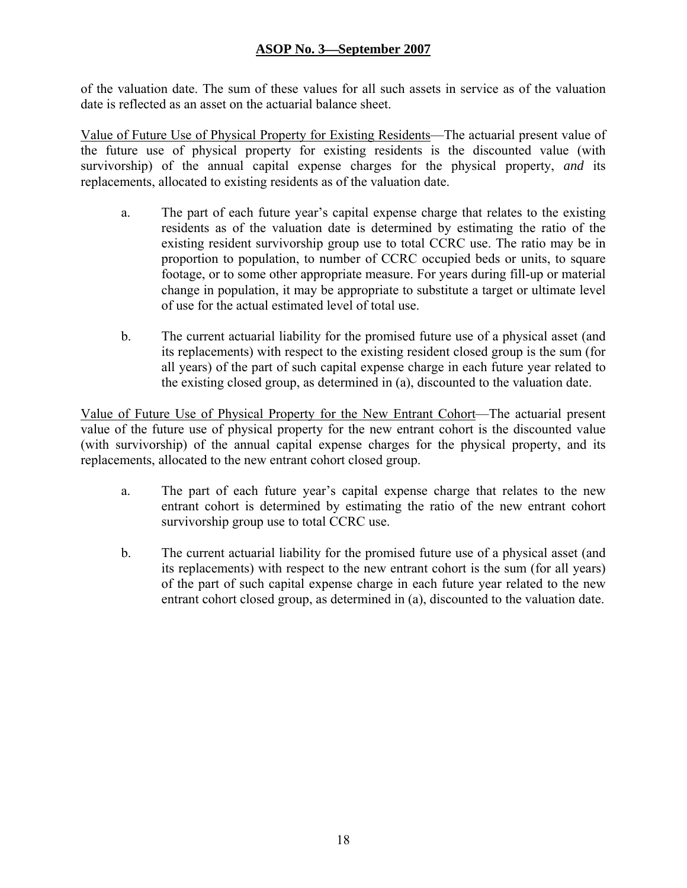of the valuation date. The sum of these values for all such assets in service as of the valuation date is reflected as an asset on the actuarial balance sheet.

Value of Future Use of Physical Property for Existing Residents—The actuarial present value of the future use of physical property for existing residents is the discounted value (with survivorship) of the annual capital expense charges for the physical property, *and* its replacements, allocated to existing residents as of the valuation date.

a. The part of each future year's capital expense charge that relates to the existing residents as of the valuation date is determined by estimating the ratio of the existing resident survivorship group use to total CCRC use. The ratio may be in proportion to population, to number of CCRC occupied beds or units, to square footage, or to some other appropriate measure. For years during fill-up or material change in population, it may be appropriate to substitute a target or ultimate level of use for the actual estimated level of total use.

b. The current actuarial liability for the promised future use of a physical asset (and its replacements) with respect to the existing resident closed group is the sum (for all years) of the part of such capital expense charge in each future year related to the existing closed group, as determined in (a), discounted to the valuation date.

Value of Future Use of Physical Property for the New Entrant Cohort—The actuarial present value of the future use of physical property for the new entrant cohort is the discounted value (with survivorship) of the annual capital expense charges for the physical property, and its replacements, allocated to the new entrant cohort closed group.

a. The part of each future year's capital expense charge that relates to the new entrant cohort is determined by estimating the ratio of the new entrant cohort survivorship group use to total CCRC use.

b. The current actuarial liability for the promised future use of a physical asset (and its replacements) with respect to the new entrant cohort is the sum (for all years) of the part of such capital expense charge in each future year related to the new entrant cohort closed group, as determined in (a), discounted to the valuation date.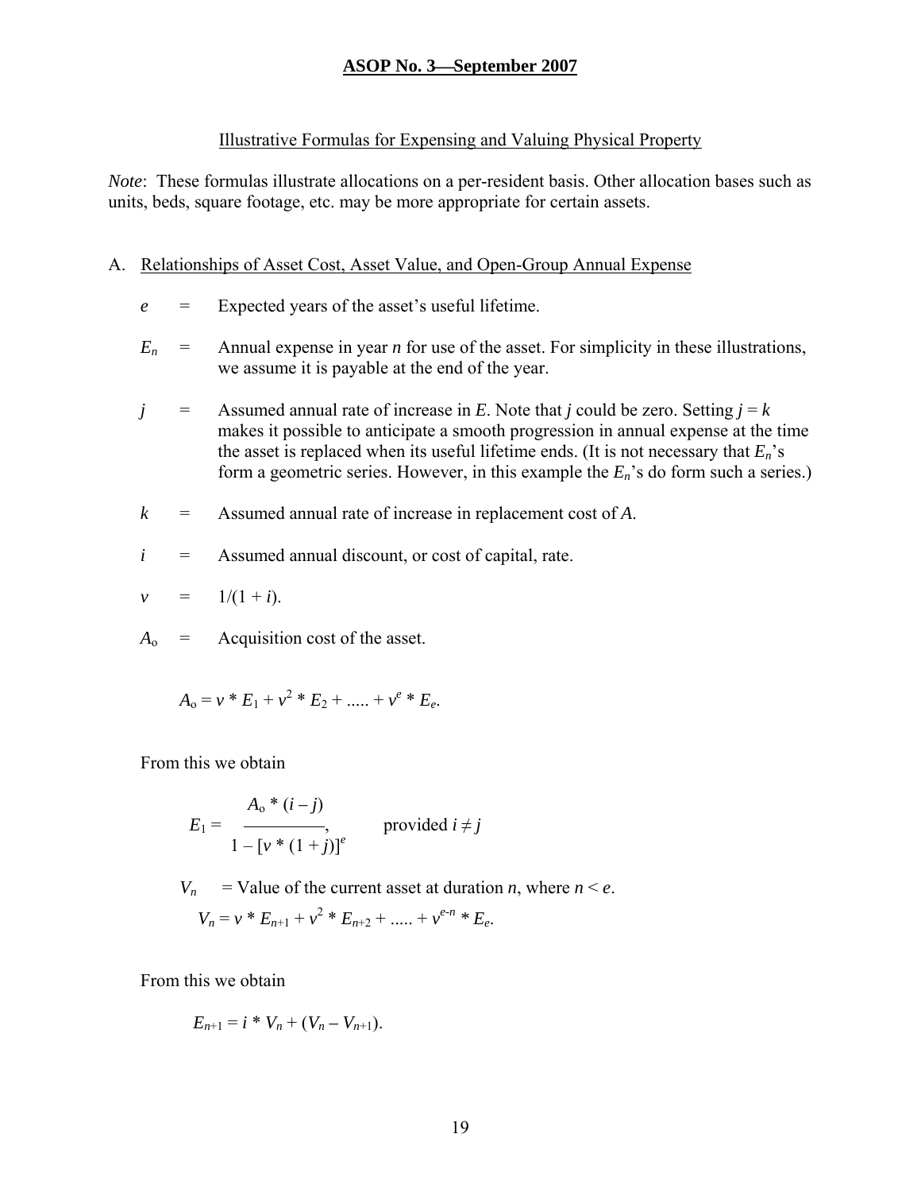## Illustrative Formulas for Expensing and Valuing Physical Property

*Note*: These formulas illustrate allocations on a per-resident basis. Other allocation bases such as units, beds, square footage, etc. may be more appropriate for certain assets.

### A. Relationships of Asset Cost, Asset Value, and Open-Group Annual Expense

$e$ = Expected years of the asset's useful lifetime.

$E_n$ = Annual expense in year $n$ for use of the asset. For simplicity in these illustrations, we assume it is payable at the end of the year.

$j$ = Assumed annual rate of increase in $E$. Note that $j$ could be zero. Setting $j = k$ makes it possible to anticipate a smooth progression in annual expense at the time the asset is replaced when its useful lifetime ends. (It is not necessary that $E_n$'s form a geometric series. However, in this example the $E_n$'s do form such a series.)

$k$ = Assumed annual rate of increase in replacement cost of $A$.

$i$ = Assumed annual discount, or cost of capital, rate.

$v$ = $1/(1 + i)$.

$A_o$ = Acquisition cost of the asset.

$$A_o = v * E_1 + v^2 * E_2 + ..... + v^e * E_e.$$

From this we obtain

$$E_1 = \frac{A_o * (i - j)}{1 - [v * (1 + j)]^e}, \qquad \text{provided } i \neq j$$

$V_n$ = Value of the current asset at duration $n$, where $n < e$.

$$V_n = v * E_{n+1} + v^2 * E_{n+2} + ..... + v^{e-n} * E_e.$$

From this we obtain

$$E_{n+1} = i * V_n + (V_n - V_{n+1}).$$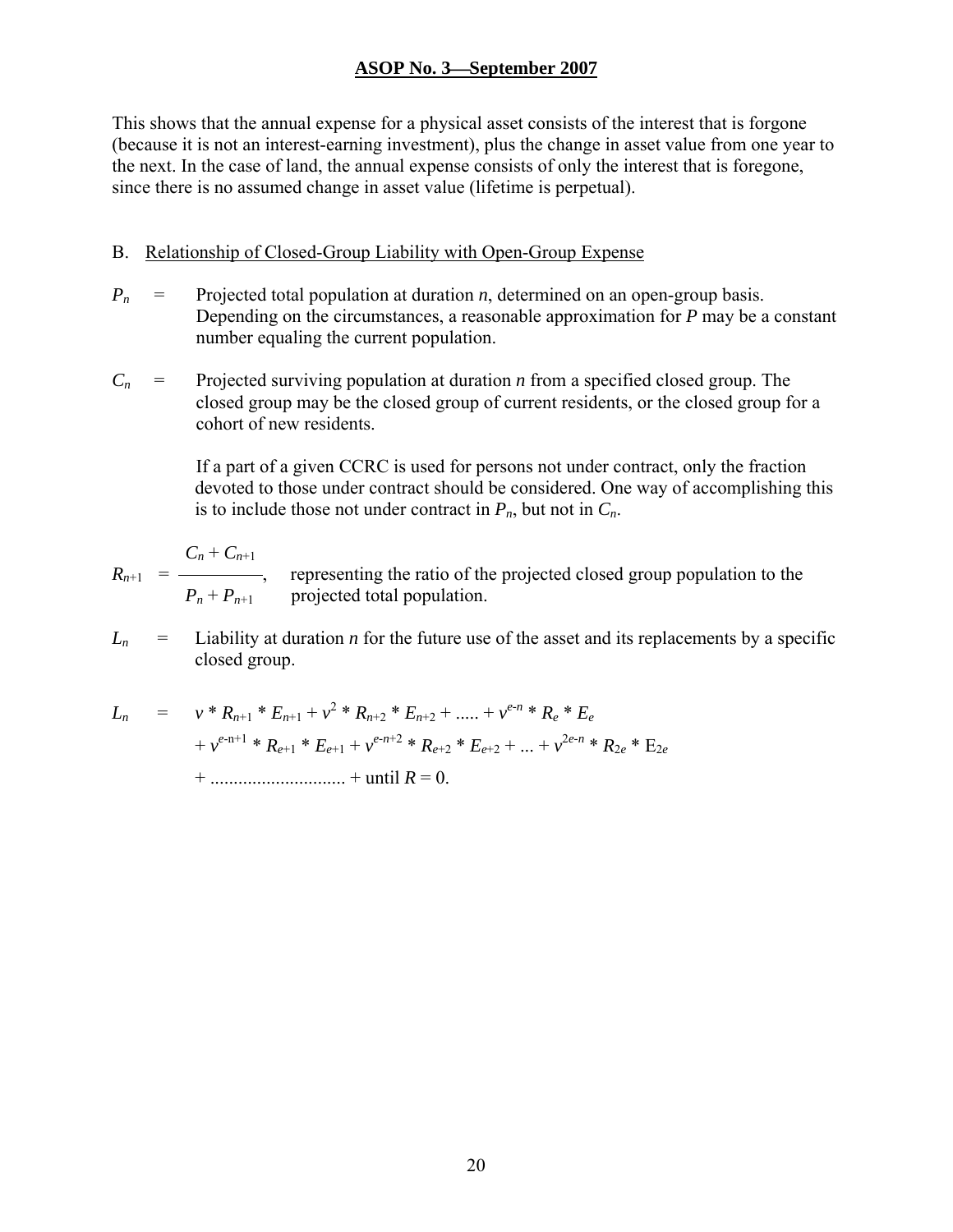This shows that the annual expense for a physical asset consists of the interest that is forgone (because it is not an interest-earning investment), plus the change in asset value from one year to the next. In the case of land, the annual expense consists of only the interest that is foregone, since there is no assumed change in asset value (lifetime is perpetual).

B. Relationship of Closed-Group Liability with Open-Group Expense

$P_n$ = Projected total population at duration $n$, determined on an open-group basis. Depending on the circumstances, a reasonable approximation for $P$ may be a constant number equaling the current population.

$C_n$ = Projected surviving population at duration $n$ from a specified closed group. The closed group may be the closed group of current residents, or the closed group for a cohort of new residents.

If a part of a given CCRC is used for persons not under contract, only the fraction devoted to those under contract should be considered. One way of accomplishing this is to include those not under contract in $P_n$, but not in $C_n$.

$R_{n+1} = \dfrac{C_n + C_{n+1}}{P_n + P_{n+1}}$, representing the ratio of the projected closed group population to the projected total population.

$L_n$ = Liability at duration $n$ for the future use of the asset and its replacements by a specific closed group.

$$L_n = v * R_{n+1} * E_{n+1} + v^2 * R_{n+2} * E_{n+2} + ..... + v^{e-n} * R_e * E_e$$
$$+ v^{e-n+1} * R_{e+1} * E_{e+1} + v^{e-n+2} * R_{e+2} * E_{e+2} + ... + v^{2e-n} * R_{2e} * E_{2e}$$
$$+ ............................ + \text{until } R = 0.$$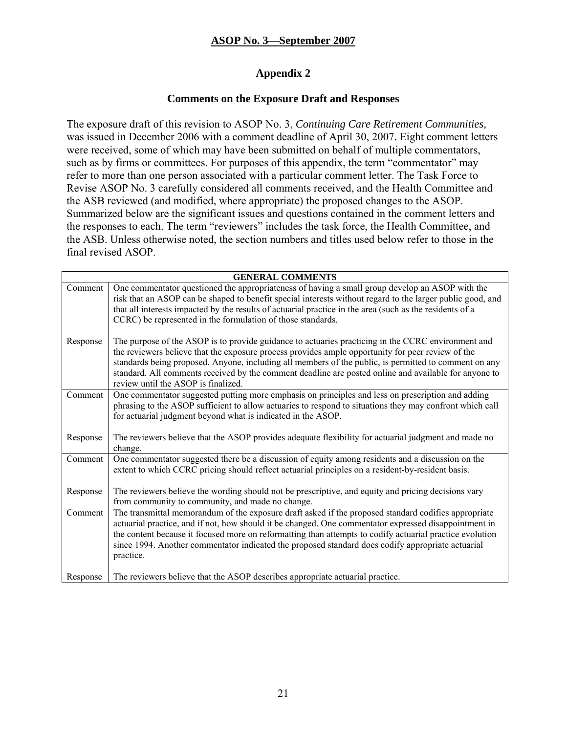## Appendix 2

### Comments on the Exposure Draft and Responses

The exposure draft of this revision to ASOP No. 3, *Continuing Care Retirement Communities,* was issued in December 2006 with a comment deadline of April 30, 2007. Eight comment letters were received, some of which may have been submitted on behalf of multiple commentators, such as by firms or committees. For purposes of this appendix, the term "commentator" may refer to more than one person associated with a particular comment letter. The Task Force to Revise ASOP No. 3 carefully considered all comments received, and the Health Committee and the ASB reviewed (and modified, where appropriate) the proposed changes to the ASOP. Summarized below are the significant issues and questions contained in the comment letters and the responses to each. The term "reviewers" includes the task force, the Health Committee, and the ASB. Unless otherwise noted, the section numbers and titles used below refer to those in the final revised ASOP.

| | **GENERAL COMMENTS** |
|---|---|
| Comment | One commentator questioned the appropriateness of having a small group develop an ASOP with the risk that an ASOP can be shaped to benefit special interests without regard to the larger public good, and that all interests impacted by the results of actuarial practice in the area (such as the residents of a CCRC) be represented in the formulation of those standards. |
| Response | The purpose of the ASOP is to provide guidance to actuaries practicing in the CCRC environment and the reviewers believe that the exposure process provides ample opportunity for peer review of the standards being proposed. Anyone, including all members of the public, is permitted to comment on any standard. All comments received by the comment deadline are posted online and available for anyone to review until the ASOP is finalized. |
| Comment | One commentator suggested putting more emphasis on principles and less on prescription and adding phrasing to the ASOP sufficient to allow actuaries to respond to situations they may confront which call for actuarial judgment beyond what is indicated in the ASOP. |
| Response | The reviewers believe that the ASOP provides adequate flexibility for actuarial judgment and made no change. |
| Comment | One commentator suggested there be a discussion of equity among residents and a discussion on the extent to which CCRC pricing should reflect actuarial principles on a resident-by-resident basis. |
| Response | The reviewers believe the wording should not be prescriptive, and equity and pricing decisions vary from community to community, and made no change. |
| Comment | The transmittal memorandum of the exposure draft asked if the proposed standard codifies appropriate actuarial practice, and if not, how should it be changed. One commentator expressed disappointment in the content because it focused more on reformatting than attempts to codify actuarial practice evolution since 1994. Another commentator indicated the proposed standard does codify appropriate actuarial practice. |
| Response | The reviewers believe that the ASOP describes appropriate actuarial practice. |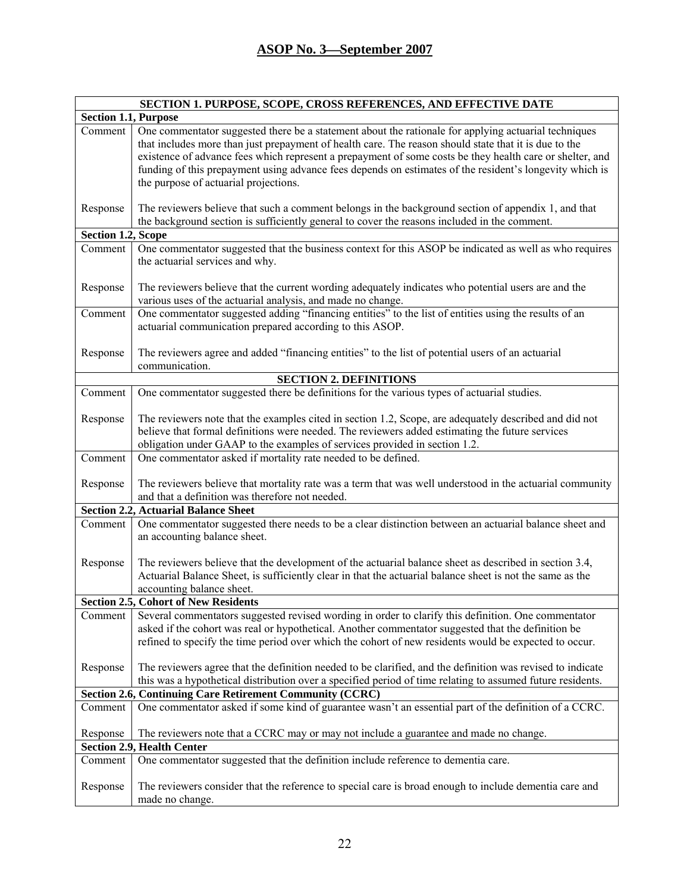## ASOP No. 3—September 2007

| | |
|---|---|
| **SECTION 1. PURPOSE, SCOPE, CROSS REFERENCES, AND EFFECTIVE DATE** | |
| **Section 1.1, Purpose** | |
| Comment | One commentator suggested there be a statement about the rationale for applying actuarial techniques that includes more than just prepayment of health care. The reason should state that it is due to the existence of advance fees which represent a prepayment of some costs be they health care or shelter, and funding of this prepayment using advance fees depends on estimates of the resident's longevity which is the purpose of actuarial projections. |
| Response | The reviewers believe that such a comment belongs in the background section of appendix 1, and that the background section is sufficiently general to cover the reasons included in the comment. |
| **Section 1.2, Scope** | |
| Comment | One commentator suggested that the business context for this ASOP be indicated as well as who requires the actuarial services and why. |
| Response | The reviewers believe that the current wording adequately indicates who potential users are and the various uses of the actuarial analysis, and made no change. |
| Comment | One commentator suggested adding "financing entities" to the list of entities using the results of an actuarial communication prepared according to this ASOP. |
| Response | The reviewers agree and added "financing entities" to the list of potential users of an actuarial communication. |
| **SECTION 2. DEFINITIONS** | |
| Comment | One commentator suggested there be definitions for the various types of actuarial studies. |
| Response | The reviewers note that the examples cited in section 1.2, Scope, are adequately described and did not believe that formal definitions were needed. The reviewers added estimating the future services obligation under GAAP to the examples of services provided in section 1.2. |
| Comment | One commentator asked if mortality rate needed to be defined. |
| Response | The reviewers believe that mortality rate was a term that was well understood in the actuarial community and that a definition was therefore not needed. |
| **Section 2.2, Actuarial Balance Sheet** | |
| Comment | One commentator suggested there needs to be a clear distinction between an actuarial balance sheet and an accounting balance sheet. |
| Response | The reviewers believe that the development of the actuarial balance sheet as described in section 3.4, Actuarial Balance Sheet, is sufficiently clear in that the actuarial balance sheet is not the same as the accounting balance sheet. |
| **Section 2.5, Cohort of New Residents** | |
| Comment | Several commentators suggested revised wording in order to clarify this definition. One commentator asked if the cohort was real or hypothetical. Another commentator suggested that the definition be refined to specify the time period over which the cohort of new residents would be expected to occur. |
| Response | The reviewers agree that the definition needed to be clarified, and the definition was revised to indicate this was a hypothetical distribution over a specified period of time relating to assumed future residents. |
| **Section 2.6, Continuing Care Retirement Community (CCRC)** | |
| Comment | One commentator asked if some kind of guarantee wasn't an essential part of the definition of a CCRC. |
| Response | The reviewers note that a CCRC may or may not include a guarantee and made no change. |
| **Section 2.9, Health Center** | |
| Comment | One commentator suggested that the definition include reference to dementia care. |
| Response | The reviewers consider that the reference to special care is broad enough to include dementia care and made no change. |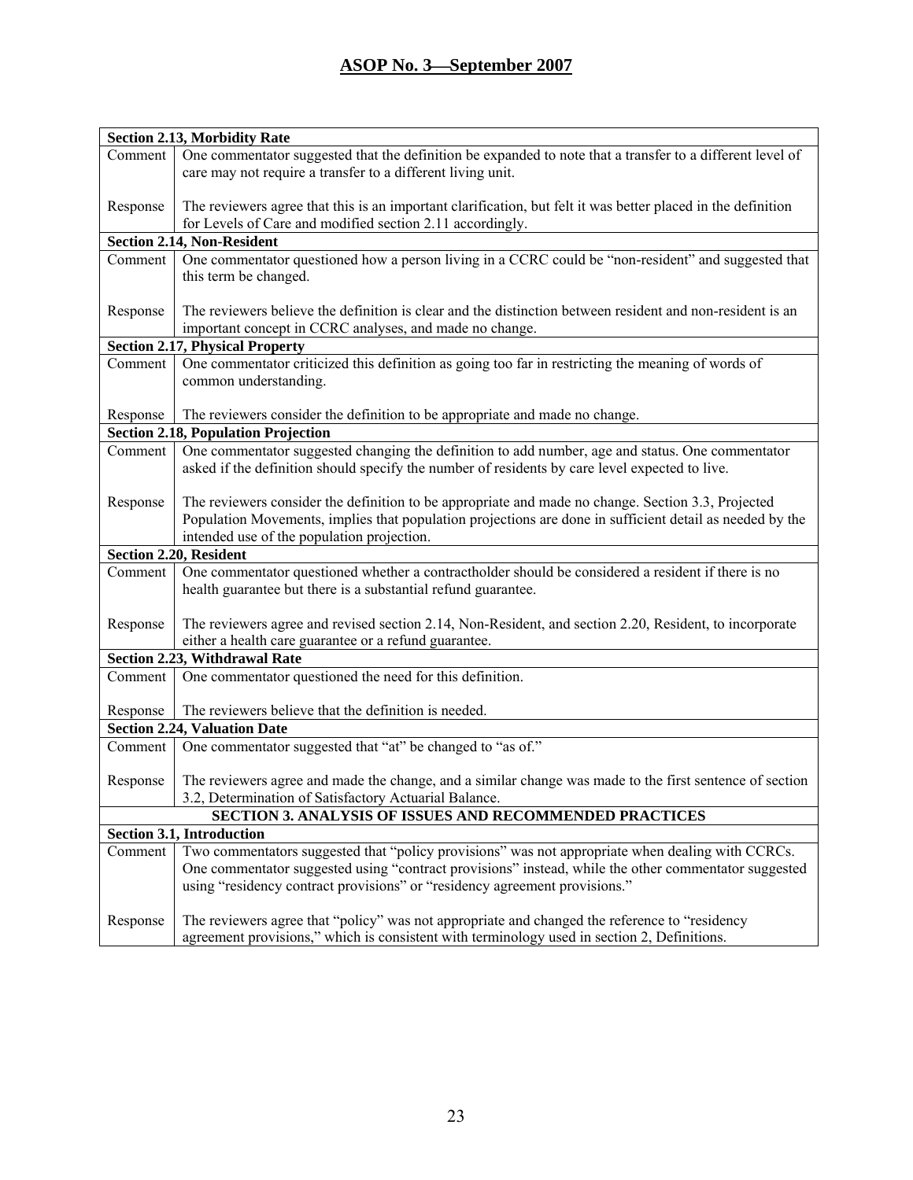| | |
|---|---|
| **Section 2.13, Morbidity Rate** | |
| Comment | One commentator suggested that the definition be expanded to note that a transfer to a different level of care may not require a transfer to a different living unit. |
| Response | The reviewers agree that this is an important clarification, but felt it was better placed in the definition for Levels of Care and modified section 2.11 accordingly. |
| **Section 2.14, Non-Resident** | |
| Comment | One commentator questioned how a person living in a CCRC could be "non-resident" and suggested that this term be changed. |
| Response | The reviewers believe the definition is clear and the distinction between resident and non-resident is an important concept in CCRC analyses, and made no change. |
| **Section 2.17, Physical Property** | |
| Comment | One commentator criticized this definition as going too far in restricting the meaning of words of common understanding. |
| Response | The reviewers consider the definition to be appropriate and made no change. |
| **Section 2.18, Population Projection** | |
| Comment | One commentator suggested changing the definition to add number, age and status. One commentator asked if the definition should specify the number of residents by care level expected to live. |
| Response | The reviewers consider the definition to be appropriate and made no change. Section 3.3, Projected Population Movements, implies that population projections are done in sufficient detail as needed by the intended use of the population projection. |
| **Section 2.20, Resident** | |
| Comment | One commentator questioned whether a contractholder should be considered a resident if there is no health guarantee but there is a substantial refund guarantee. |
| Response | The reviewers agree and revised section 2.14, Non-Resident, and section 2.20, Resident, to incorporate either a health care guarantee or a refund guarantee. |
| **Section 2.23, Withdrawal Rate** | |
| Comment | One commentator questioned the need for this definition. |
| Response | The reviewers believe that the definition is needed. |
| **Section 2.24, Valuation Date** | |
| Comment | One commentator suggested that "at" be changed to "as of." |
| Response | The reviewers agree and made the change, and a similar change was made to the first sentence of section 3.2, Determination of Satisfactory Actuarial Balance. |
| **SECTION 3. ANALYSIS OF ISSUES AND RECOMMENDED PRACTICES** | |
| **Section 3.1, Introduction** | |
| Comment | Two commentators suggested that "policy provisions" was not appropriate when dealing with CCRCs. One commentator suggested using "contract provisions" instead, while the other commentator suggested using "residency contract provisions" or "residency agreement provisions." |
| Response | The reviewers agree that "policy" was not appropriate and changed the reference to "residency agreement provisions," which is consistent with terminology used in section 2, Definitions. |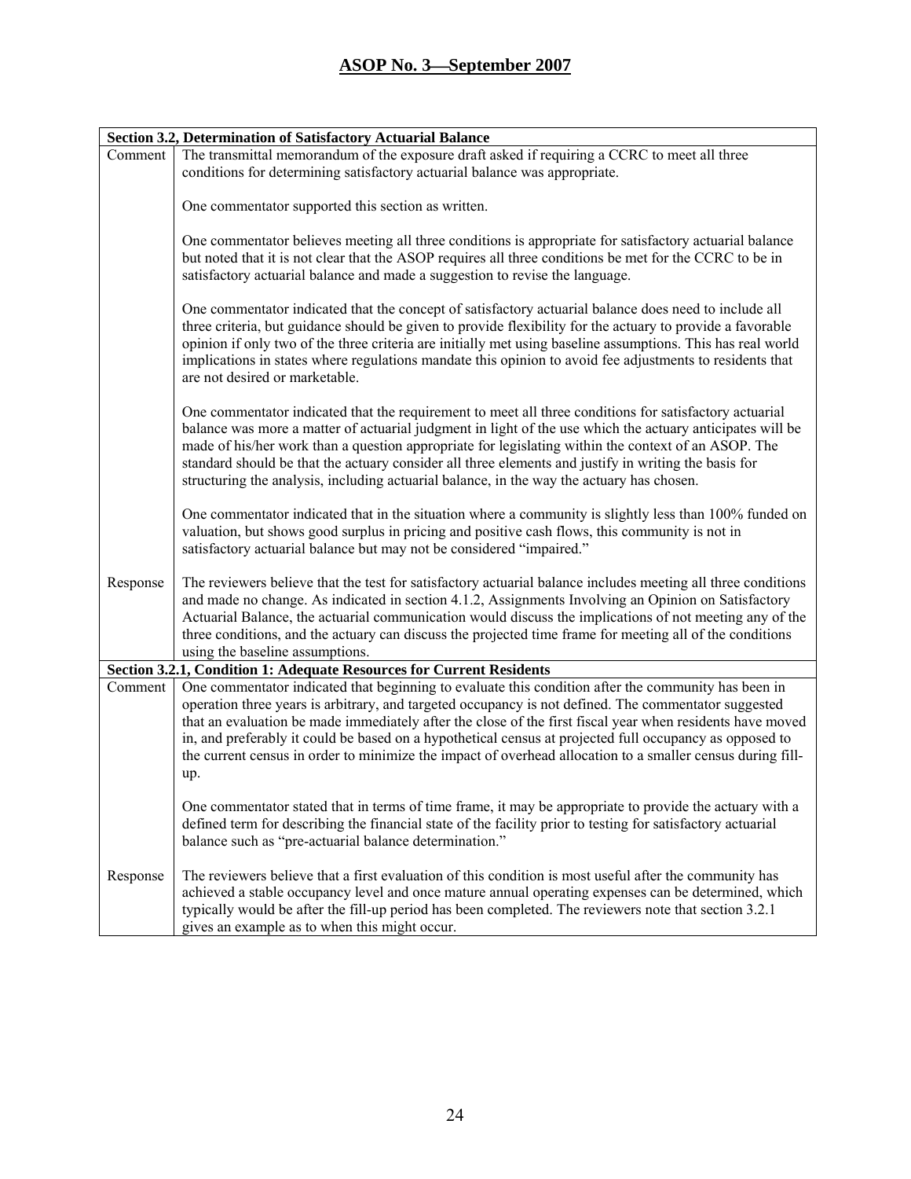| Section 3.2, Determination of Satisfactory Actuarial Balance | |
|---|---|
| Comment | The transmittal memorandum of the exposure draft asked if requiring a CCRC to meet all three conditions for determining satisfactory actuarial balance was appropriate.<br><br>One commentator supported this section as written.<br><br>One commentator believes meeting all three conditions is appropriate for satisfactory actuarial balance but noted that it is not clear that the ASOP requires all three conditions be met for the CCRC to be in satisfactory actuarial balance and made a suggestion to revise the language.<br><br>One commentator indicated that the concept of satisfactory actuarial balance does need to include all three criteria, but guidance should be given to provide flexibility for the actuary to provide a favorable opinion if only two of the three criteria are initially met using baseline assumptions. This has real world implications in states where regulations mandate this opinion to avoid fee adjustments to residents that are not desired or marketable.<br><br>One commentator indicated that the requirement to meet all three conditions for satisfactory actuarial balance was more a matter of actuarial judgment in light of the use which the actuary anticipates will be made of his/her work than a question appropriate for legislating within the context of an ASOP. The standard should be that the actuary consider all three elements and justify in writing the basis for structuring the analysis, including actuarial balance, in the way the actuary has chosen.<br><br>One commentator indicated that in the situation where a community is slightly less than 100% funded on valuation, but shows good surplus in pricing and positive cash flows, this community is not in satisfactory actuarial balance but may not be considered "impaired." |
| Response | The reviewers believe that the test for satisfactory actuarial balance includes meeting all three conditions and made no change. As indicated in section 4.1.2, Assignments Involving an Opinion on Satisfactory Actuarial Balance, the actuarial communication would discuss the implications of not meeting any of the three conditions, and the actuary can discuss the projected time frame for meeting all of the conditions using the baseline assumptions. |
| **Section 3.2.1, Condition 1: Adequate Resources for Current Residents** | |
| Comment | One commentator indicated that beginning to evaluate this condition after the community has been in operation three years is arbitrary, and targeted occupancy is not defined. The commentator suggested that an evaluation be made immediately after the close of the first fiscal year when residents have moved in, and preferably it could be based on a hypothetical census at projected full occupancy as opposed to the current census in order to minimize the impact of overhead allocation to a smaller census during fill-up.<br><br>One commentator stated that in terms of time frame, it may be appropriate to provide the actuary with a defined term for describing the financial state of the facility prior to testing for satisfactory actuarial balance such as "pre-actuarial balance determination." |
| Response | The reviewers believe that a first evaluation of this condition is most useful after the community has achieved a stable occupancy level and once mature annual operating expenses can be determined, which typically would be after the fill-up period has been completed. The reviewers note that section 3.2.1 gives an example as to when this might occur. |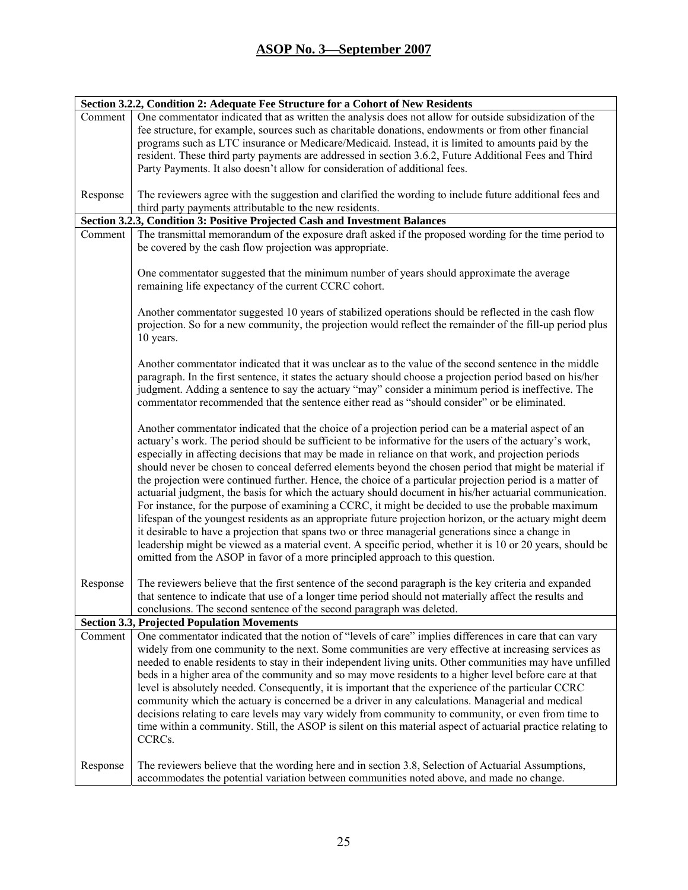| | |
|---|---|
| **Section 3.2.2, Condition 2: Adequate Fee Structure for a Cohort of New Residents** | |
| Comment | One commentator indicated that as written the analysis does not allow for outside subsidization of the fee structure, for example, sources such as charitable donations, endowments or from other financial programs such as LTC insurance or Medicare/Medicaid. Instead, it is limited to amounts paid by the resident. These third party payments are addressed in section 3.6.2, Future Additional Fees and Third Party Payments. It also doesn't allow for consideration of additional fees. |
| Response | The reviewers agree with the suggestion and clarified the wording to include future additional fees and third party payments attributable to the new residents. |
| **Section 3.2.3, Condition 3: Positive Projected Cash and Investment Balances** | |
| Comment | The transmittal memorandum of the exposure draft asked if the proposed wording for the time period to be covered by the cash flow projection was appropriate.<br><br>One commentator suggested that the minimum number of years should approximate the average remaining life expectancy of the current CCRC cohort.<br><br>Another commentator suggested 10 years of stabilized operations should be reflected in the cash flow projection. So for a new community, the projection would reflect the remainder of the fill-up period plus 10 years.<br><br>Another commentator indicated that it was unclear as to the value of the second sentence in the middle paragraph. In the first sentence, it states the actuary should choose a projection period based on his/her judgment. Adding a sentence to say the actuary "may" consider a minimum period is ineffective. The commentator recommended that the sentence either read as "should consider" or be eliminated.<br><br>Another commentator indicated that the choice of a projection period can be a material aspect of an actuary's work. The period should be sufficient to be informative for the users of the actuary's work, especially in affecting decisions that may be made in reliance on that work, and projection periods should never be chosen to conceal deferred elements beyond the chosen period that might be material if the projection were continued further. Hence, the choice of a particular projection period is a matter of actuarial judgment, the basis for which the actuary should document in his/her actuarial communication. For instance, for the purpose of examining a CCRC, it might be decided to use the probable maximum lifespan of the youngest residents as an appropriate future projection horizon, or the actuary might deem it desirable to have a projection that spans two or three managerial generations since a change in leadership might be viewed as a material event. A specific period, whether it is 10 or 20 years, should be omitted from the ASOP in favor of a more principled approach to this question. |
| Response | The reviewers believe that the first sentence of the second paragraph is the key criteria and expanded that sentence to indicate that use of a longer time period should not materially affect the results and conclusions. The second sentence of the second paragraph was deleted. |
| **Section 3.3, Projected Population Movements** | |
| Comment | One commentator indicated that the notion of "levels of care" implies differences in care that can vary widely from one community to the next. Some communities are very effective at increasing services as needed to enable residents to stay in their independent living units. Other communities may have unfilled beds in a higher area of the community and so may move residents to a higher level before care at that level is absolutely needed. Consequently, it is important that the experience of the particular CCRC community which the actuary is concerned be a driver in any calculations. Managerial and medical decisions relating to care levels may vary widely from community to community, or even from time to time within a community. Still, the ASOP is silent on this material aspect of actuarial practice relating to CCRCs. |
| Response | The reviewers believe that the wording here and in section 3.8, Selection of Actuarial Assumptions, accommodates the potential variation between communities noted above, and made no change. |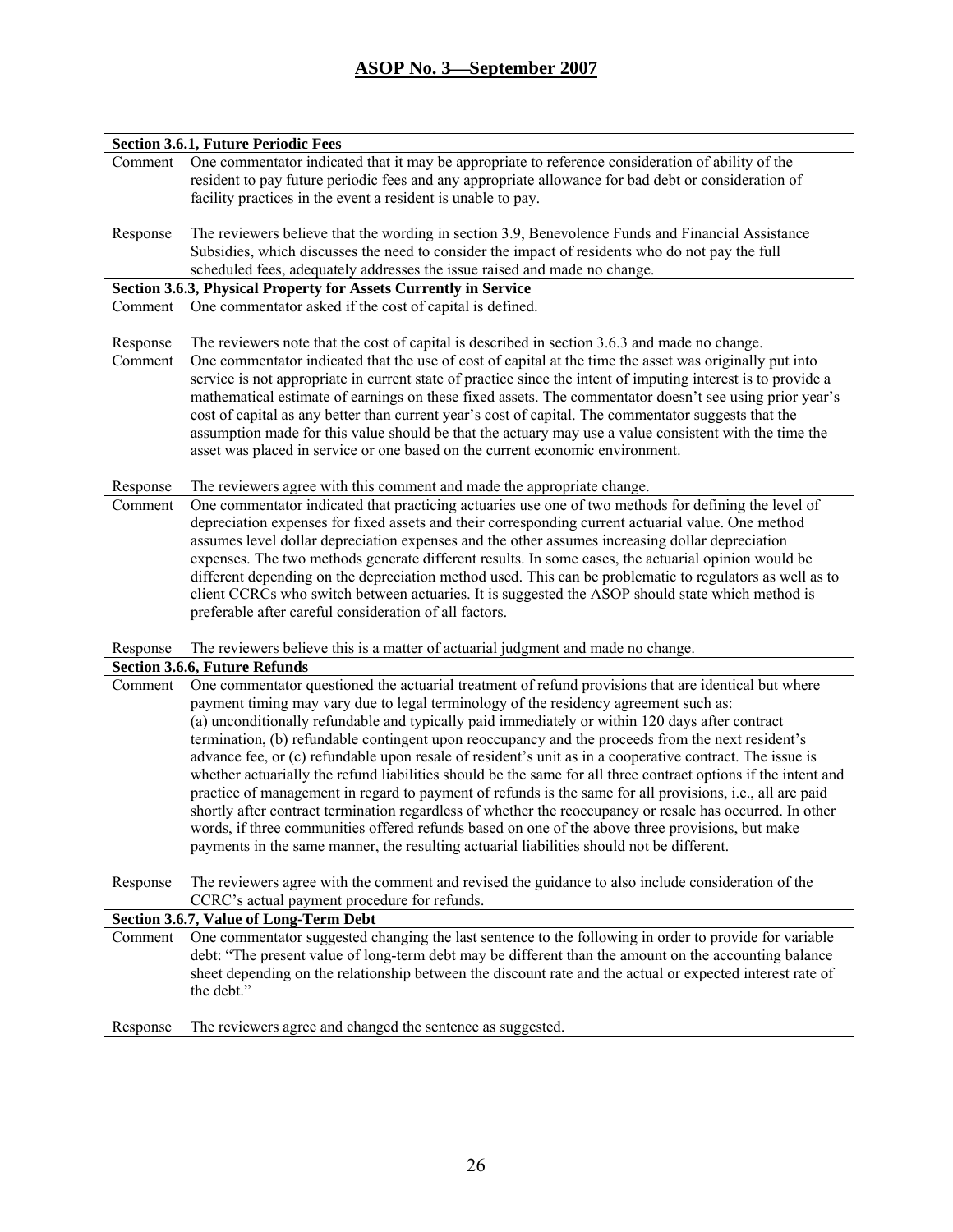| | |
|---|---|
| **Section 3.6.1, Future Periodic Fees** | |
| Comment | One commentator indicated that it may be appropriate to reference consideration of ability of the resident to pay future periodic fees and any appropriate allowance for bad debt or consideration of facility practices in the event a resident is unable to pay. |
| Response | The reviewers believe that the wording in section 3.9, Benevolence Funds and Financial Assistance Subsidies, which discusses the need to consider the impact of residents who do not pay the full scheduled fees, adequately addresses the issue raised and made no change. |
| **Section 3.6.3, Physical Property for Assets Currently in Service** | |
| Comment | One commentator asked if the cost of capital is defined. |
| Response | The reviewers note that the cost of capital is described in section 3.6.3 and made no change. |
| Comment | One commentator indicated that the use of cost of capital at the time the asset was originally put into service is not appropriate in current state of practice since the intent of imputing interest is to provide a mathematical estimate of earnings on these fixed assets. The commentator doesn't see using prior year's cost of capital as any better than current year's cost of capital. The commentator suggests that the assumption made for this value should be that the actuary may use a value consistent with the time the asset was placed in service or one based on the current economic environment. |
| Response | The reviewers agree with this comment and made the appropriate change. |
| Comment | One commentator indicated that practicing actuaries use one of two methods for defining the level of depreciation expenses for fixed assets and their corresponding current actuarial value. One method assumes level dollar depreciation expenses and the other assumes increasing dollar depreciation expenses. The two methods generate different results. In some cases, the actuarial opinion would be different depending on the depreciation method used. This can be problematic to regulators as well as to client CCRCs who switch between actuaries. It is suggested the ASOP should state which method is preferable after careful consideration of all factors. |
| Response | The reviewers believe this is a matter of actuarial judgment and made no change. |
| **Section 3.6.6, Future Refunds** | |
| Comment | One commentator questioned the actuarial treatment of refund provisions that are identical but where payment timing may vary due to legal terminology of the residency agreement such as: (a) unconditionally refundable and typically paid immediately or within 120 days after contract termination, (b) refundable contingent upon reoccupancy and the proceeds from the next resident's advance fee, or (c) refundable upon resale of resident's unit as in a cooperative contract. The issue is whether actuarially the refund liabilities should be the same for all three contract options if the intent and practice of management in regard to payment of refunds is the same for all provisions, i.e., all are paid shortly after contract termination regardless of whether the reoccupancy or resale has occurred. In other words, if three communities offered refunds based on one of the above three provisions, but make payments in the same manner, the resulting actuarial liabilities should not be different. |
| Response | The reviewers agree with the comment and revised the guidance to also include consideration of the CCRC's actual payment procedure for refunds. |
| **Section 3.6.7, Value of Long-Term Debt** | |
| Comment | One commentator suggested changing the last sentence to the following in order to provide for variable debt: "The present value of long-term debt may be different than the amount on the accounting balance sheet depending on the relationship between the discount rate and the actual or expected interest rate of the debt." |
| Response | The reviewers agree and changed the sentence as suggested. |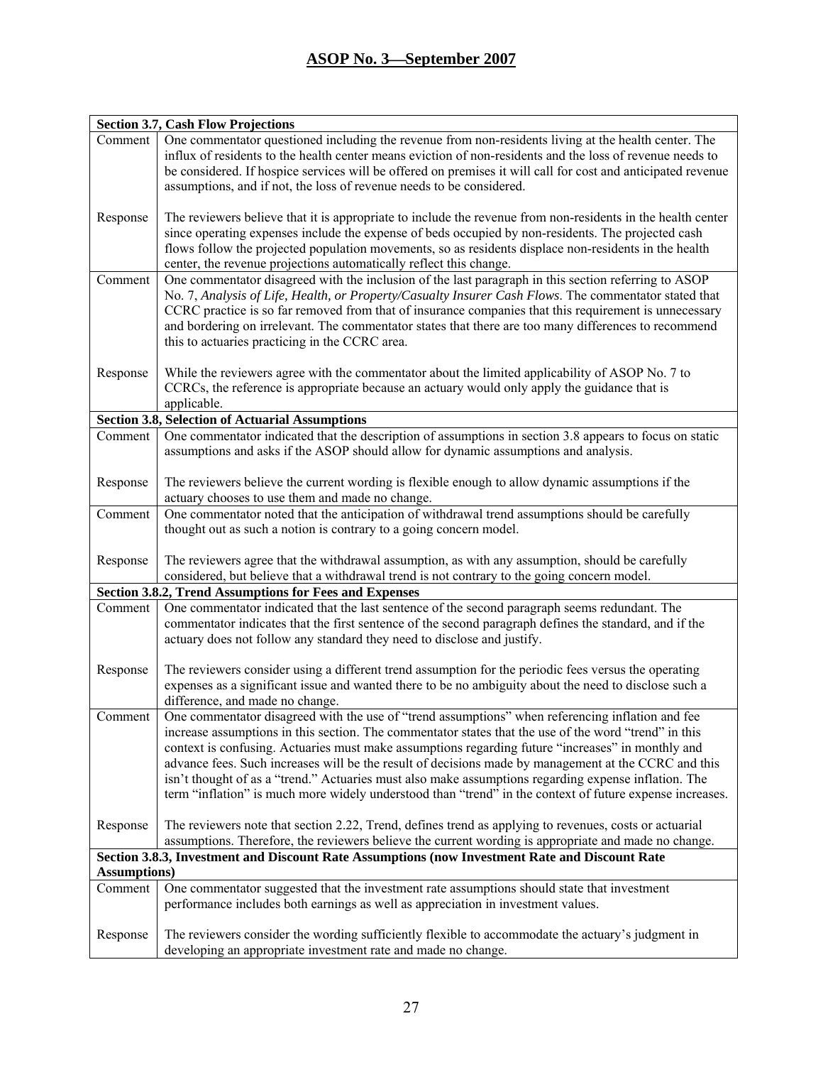## ASOP No. 3—September 2007

| | |
|---|---|
| **Section 3.7, Cash Flow Projections** | |
| Comment | One commentator questioned including the revenue from non-residents living at the health center. The influx of residents to the health center means eviction of non-residents and the loss of revenue needs to be considered. If hospice services will be offered on premises it will call for cost and anticipated revenue assumptions, and if not, the loss of revenue needs to be considered. |
| Response | The reviewers believe that it is appropriate to include the revenue from non-residents in the health center since operating expenses include the expense of beds occupied by non-residents. The projected cash flows follow the projected population movements, so as residents displace non-residents in the health center, the revenue projections automatically reflect this change. |
| Comment | One commentator disagreed with the inclusion of the last paragraph in this section referring to ASOP No. 7, *Analysis of Life, Health, or Property/Casualty Insurer Cash Flows*. The commentator stated that CCRC practice is so far removed from that of insurance companies that this requirement is unnecessary and bordering on irrelevant. The commentator states that there are too many differences to recommend this to actuaries practicing in the CCRC area. |
| Response | While the reviewers agree with the commentator about the limited applicability of ASOP No. 7 to CCRCs, the reference is appropriate because an actuary would only apply the guidance that is applicable. |
| **Section 3.8, Selection of Actuarial Assumptions** | |
| Comment | One commentator indicated that the description of assumptions in section 3.8 appears to focus on static assumptions and asks if the ASOP should allow for dynamic assumptions and analysis. |
| Response | The reviewers believe the current wording is flexible enough to allow dynamic assumptions if the actuary chooses to use them and made no change. |
| Comment | One commentator noted that the anticipation of withdrawal trend assumptions should be carefully thought out as such a notion is contrary to a going concern model. |
| Response | The reviewers agree that the withdrawal assumption, as with any assumption, should be carefully considered, but believe that a withdrawal trend is not contrary to the going concern model. |
| **Section 3.8.2, Trend Assumptions for Fees and Expenses** | |
| Comment | One commentator indicated that the last sentence of the second paragraph seems redundant. The commentator indicates that the first sentence of the second paragraph defines the standard, and if the actuary does not follow any standard they need to disclose and justify. |
| Response | The reviewers consider using a different trend assumption for the periodic fees versus the operating expenses as a significant issue and wanted there to be no ambiguity about the need to disclose such a difference, and made no change. |
| Comment | One commentator disagreed with the use of "trend assumptions" when referencing inflation and fee increase assumptions in this section. The commentator states that the use of the word "trend" in this context is confusing. Actuaries must make assumptions regarding future "increases" in monthly and advance fees. Such increases will be the result of decisions made by management at the CCRC and this isn't thought of as a "trend." Actuaries must also make assumptions regarding expense inflation. The term "inflation" is much more widely understood than "trend" in the context of future expense increases. |
| Response | The reviewers note that section 2.22, Trend, defines trend as applying to revenues, costs or actuarial assumptions. Therefore, the reviewers believe the current wording is appropriate and made no change. |
| **Section 3.8.3, Investment and Discount Rate Assumptions (now Investment Rate and Discount Rate Assumptions)** | |
| Comment | One commentator suggested that the investment rate assumptions should state that investment performance includes both earnings as well as appreciation in investment values. |
| Response | The reviewers consider the wording sufficiently flexible to accommodate the actuary's judgment in developing an appropriate investment rate and made no change. |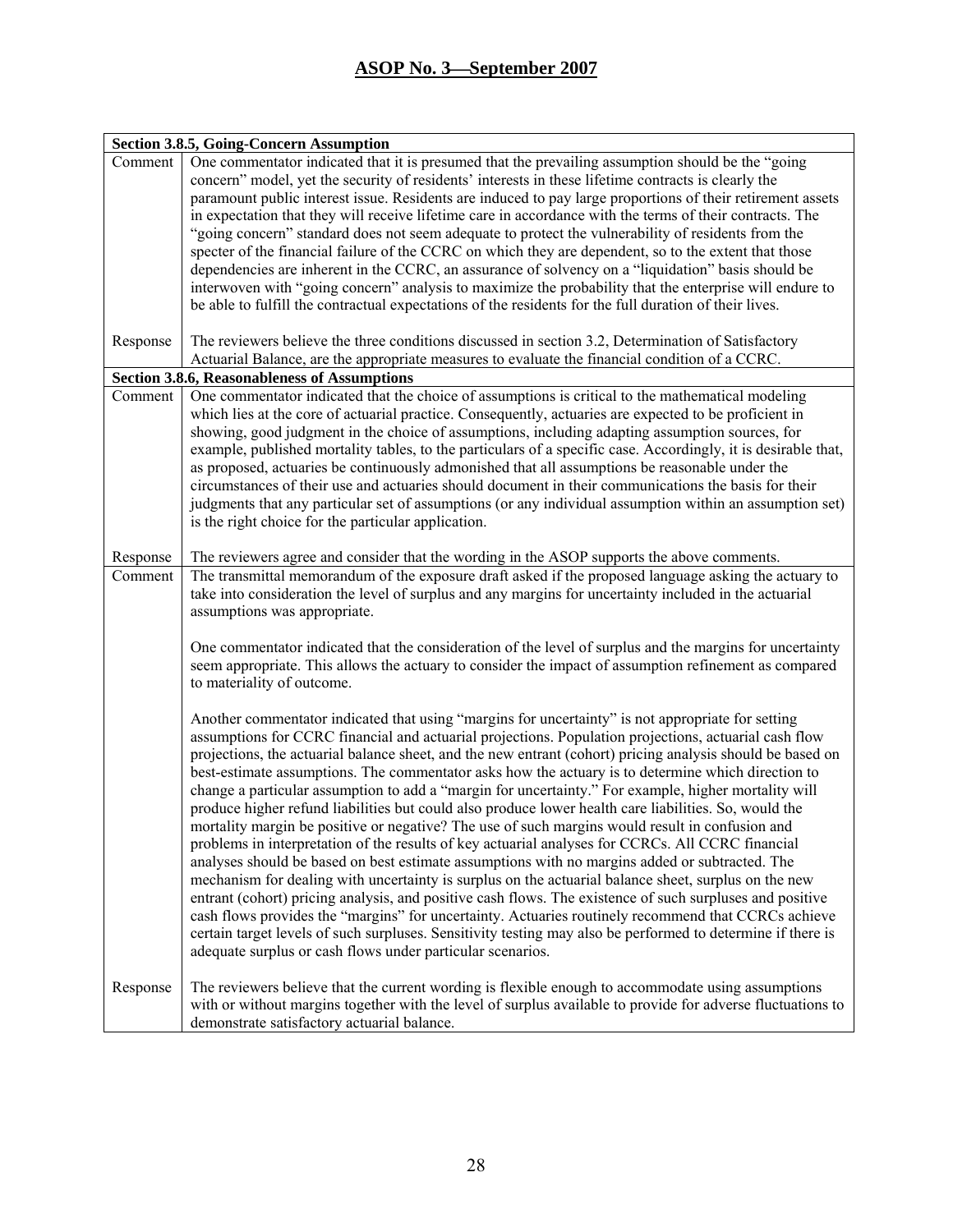| | |
|---|---|
| **Section 3.8.5, Going-Concern Assumption** | |
| Comment | One commentator indicated that it is presumed that the prevailing assumption should be the "going concern" model, yet the security of residents' interests in these lifetime contracts is clearly the paramount public interest issue. Residents are induced to pay large proportions of their retirement assets in expectation that they will receive lifetime care in accordance with the terms of their contracts. The "going concern" standard does not seem adequate to protect the vulnerability of residents from the specter of the financial failure of the CCRC on which they are dependent, so to the extent that those dependencies are inherent in the CCRC, an assurance of solvency on a "liquidation" basis should be interwoven with "going concern" analysis to maximize the probability that the enterprise will endure to be able to fulfill the contractual expectations of the residents for the full duration of their lives. |
| Response | The reviewers believe the three conditions discussed in section 3.2, Determination of Satisfactory Actuarial Balance, are the appropriate measures to evaluate the financial condition of a CCRC. |
| **Section 3.8.6, Reasonableness of Assumptions** | |
| Comment | One commentator indicated that the choice of assumptions is critical to the mathematical modeling which lies at the core of actuarial practice. Consequently, actuaries are expected to be proficient in showing, good judgment in the choice of assumptions, including adapting assumption sources, for example, published mortality tables, to the particulars of a specific case. Accordingly, it is desirable that, as proposed, actuaries be continuously admonished that all assumptions be reasonable under the circumstances of their use and actuaries should document in their communications the basis for their judgments that any particular set of assumptions (or any individual assumption within an assumption set) is the right choice for the particular application. |
| Response | The reviewers agree and consider that the wording in the ASOP supports the above comments. |
| Comment | The transmittal memorandum of the exposure draft asked if the proposed language asking the actuary to take into consideration the level of surplus and any margins for uncertainty included in the actuarial assumptions was appropriate.<br><br>One commentator indicated that the consideration of the level of surplus and the margins for uncertainty seem appropriate. This allows the actuary to consider the impact of assumption refinement as compared to materiality of outcome.<br><br>Another commentator indicated that using "margins for uncertainty" is not appropriate for setting assumptions for CCRC financial and actuarial projections. Population projections, actuarial cash flow projections, the actuarial balance sheet, and the new entrant (cohort) pricing analysis should be based on best-estimate assumptions. The commentator asks how the actuary is to determine which direction to change a particular assumption to add a "margin for uncertainty." For example, higher mortality will produce higher refund liabilities but could also produce lower health care liabilities. So, would the mortality margin be positive or negative? The use of such margins would result in confusion and problems in interpretation of the results of key actuarial analyses for CCRCs. All CCRC financial analyses should be based on best estimate assumptions with no margins added or subtracted. The mechanism for dealing with uncertainty is surplus on the actuarial balance sheet, surplus on the new entrant (cohort) pricing analysis, and positive cash flows. The existence of such surpluses and positive cash flows provides the "margins" for uncertainty. Actuaries routinely recommend that CCRCs achieve certain target levels of such surpluses. Sensitivity testing may also be performed to determine if there is adequate surplus or cash flows under particular scenarios. |
| Response | The reviewers believe that the current wording is flexible enough to accommodate using assumptions with or without margins together with the level of surplus available to provide for adverse fluctuations to demonstrate satisfactory actuarial balance. |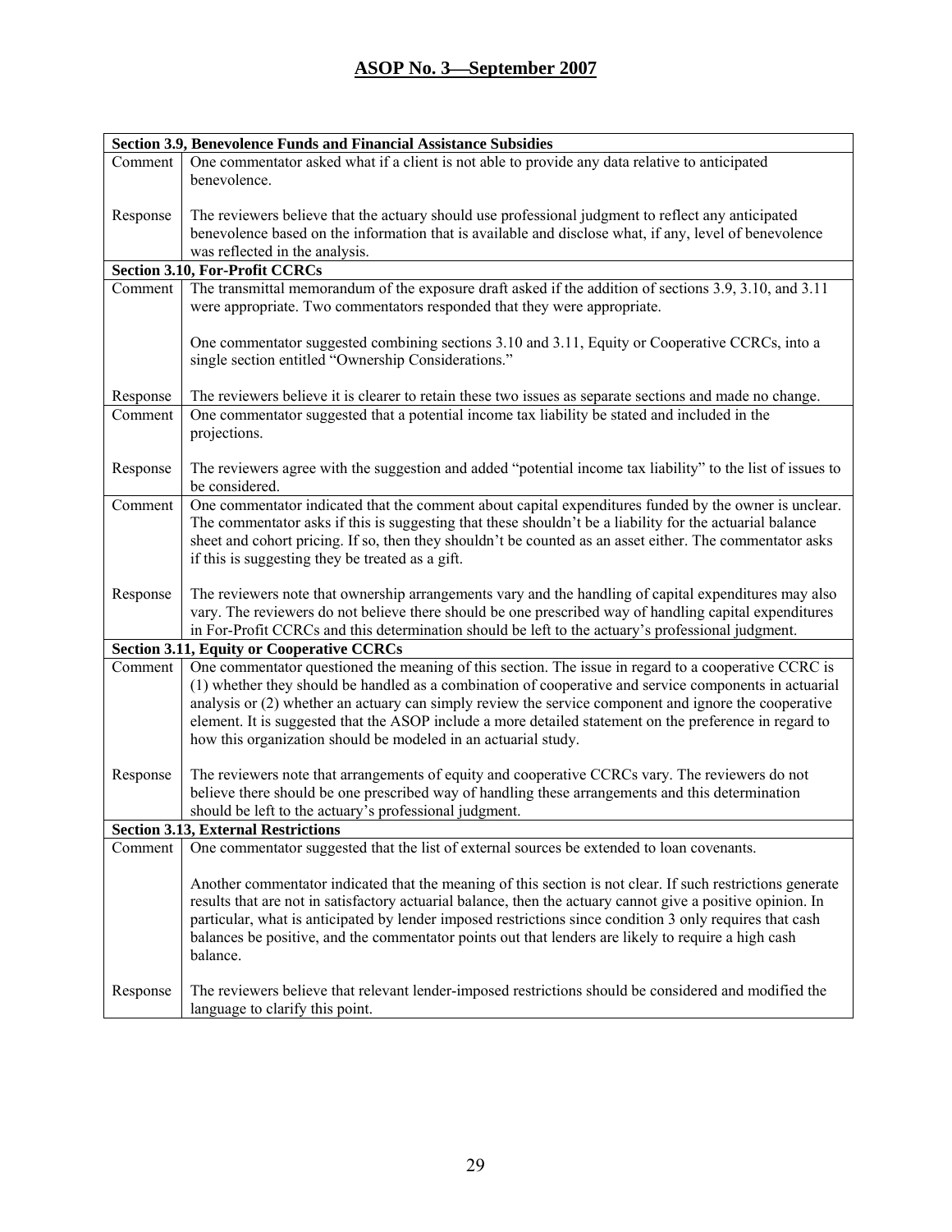| | |
|---|---|
| **Section 3.9, Benevolence Funds and Financial Assistance Subsidies** | |
| Comment | One commentator asked what if a client is not able to provide any data relative to anticipated benevolence. |
| Response | The reviewers believe that the actuary should use professional judgment to reflect any anticipated benevolence based on the information that is available and disclose what, if any, level of benevolence was reflected in the analysis. |
| **Section 3.10, For-Profit CCRCs** | |
| Comment | The transmittal memorandum of the exposure draft asked if the addition of sections 3.9, 3.10, and 3.11 were appropriate. Two commentators responded that they were appropriate.<br><br>One commentator suggested combining sections 3.10 and 3.11, Equity or Cooperative CCRCs, into a single section entitled "Ownership Considerations." |
| Response | The reviewers believe it is clearer to retain these two issues as separate sections and made no change. |
| Comment | One commentator suggested that a potential income tax liability be stated and included in the projections. |
| Response | The reviewers agree with the suggestion and added "potential income tax liability" to the list of issues to be considered. |
| Comment | One commentator indicated that the comment about capital expenditures funded by the owner is unclear. The commentator asks if this is suggesting that these shouldn't be a liability for the actuarial balance sheet and cohort pricing. If so, then they shouldn't be counted as an asset either. The commentator asks if this is suggesting they be treated as a gift. |
| Response | The reviewers note that ownership arrangements vary and the handling of capital expenditures may also vary. The reviewers do not believe there should be one prescribed way of handling capital expenditures in For-Profit CCRCs and this determination should be left to the actuary's professional judgment. |
| **Section 3.11, Equity or Cooperative CCRCs** | |
| Comment | One commentator questioned the meaning of this section. The issue in regard to a cooperative CCRC is (1) whether they should be handled as a combination of cooperative and service components in actuarial analysis or (2) whether an actuary can simply review the service component and ignore the cooperative element. It is suggested that the ASOP include a more detailed statement on the preference in regard to how this organization should be modeled in an actuarial study. |
| Response | The reviewers note that arrangements of equity and cooperative CCRCs vary. The reviewers do not believe there should be one prescribed way of handling these arrangements and this determination should be left to the actuary's professional judgment. |
| **Section 3.13, External Restrictions** | |
| Comment | One commentator suggested that the list of external sources be extended to loan covenants.<br><br>Another commentator indicated that the meaning of this section is not clear. If such restrictions generate results that are not in satisfactory actuarial balance, then the actuary cannot give a positive opinion. In particular, what is anticipated by lender imposed restrictions since condition 3 only requires that cash balances be positive, and the commentator points out that lenders are likely to require a high cash balance. |
| Response | The reviewers believe that relevant lender-imposed restrictions should be considered and modified the language to clarify this point. |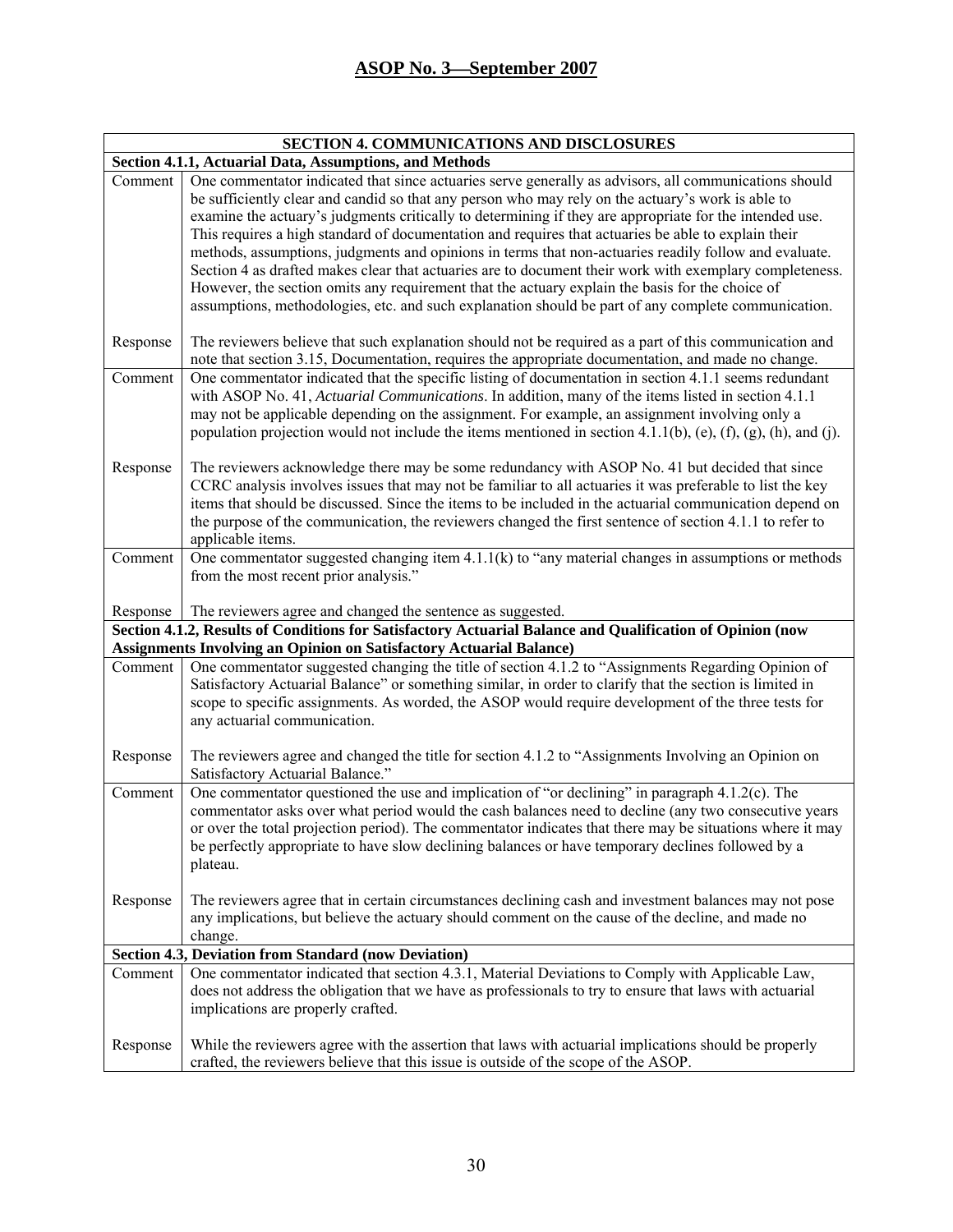## ASOP No. 3—September 2007

| SECTION 4. COMMUNICATIONS AND DISCLOSURES | |
|---|---|
| **Section 4.1.1, Actuarial Data, Assumptions, and Methods** | |
| Comment | One commentator indicated that since actuaries serve generally as advisors, all communications should be sufficiently clear and candid so that any person who may rely on the actuary's work is able to examine the actuary's judgments critically to determining if they are appropriate for the intended use. This requires a high standard of documentation and requires that actuaries be able to explain their methods, assumptions, judgments and opinions in terms that non-actuaries readily follow and evaluate. Section 4 as drafted makes clear that actuaries are to document their work with exemplary completeness. However, the section omits any requirement that the actuary explain the basis for the choice of assumptions, methodologies, etc. and such explanation should be part of any complete communication. |
| Response | The reviewers believe that such explanation should not be required as a part of this communication and note that section 3.15, Documentation, requires the appropriate documentation, and made no change. |
| Comment | One commentator indicated that the specific listing of documentation in section 4.1.1 seems redundant with ASOP No. 41, *Actuarial Communications*. In addition, many of the items listed in section 4.1.1 may not be applicable depending on the assignment. For example, an assignment involving only a population projection would not include the items mentioned in section 4.1.1(b), (e), (f), (g), (h), and (j). |
| Response | The reviewers acknowledge there may be some redundancy with ASOP No. 41 but decided that since CCRC analysis involves issues that may not be familiar to all actuaries it was preferable to list the key items that should be discussed. Since the items to be included in the actuarial communication depend on the purpose of the communication, the reviewers changed the first sentence of section 4.1.1 to refer to applicable items. |
| Comment | One commentator suggested changing item 4.1.1(k) to "any material changes in assumptions or methods from the most recent prior analysis." |
| Response | The reviewers agree and changed the sentence as suggested. |
| **Section 4.1.2, Results of Conditions for Satisfactory Actuarial Balance and Qualification of Opinion (now Assignments Involving an Opinion on Satisfactory Actuarial Balance)** | |
| Comment | One commentator suggested changing the title of section 4.1.2 to "Assignments Regarding Opinion of Satisfactory Actuarial Balance" or something similar, in order to clarify that the section is limited in scope to specific assignments. As worded, the ASOP would require development of the three tests for any actuarial communication. |
| Response | The reviewers agree and changed the title for section 4.1.2 to "Assignments Involving an Opinion on Satisfactory Actuarial Balance." |
| Comment | One commentator questioned the use and implication of "or declining" in paragraph 4.1.2(c). The commentator asks over what period would the cash balances need to decline (any two consecutive years or over the total projection period). The commentator indicates that there may be situations where it may be perfectly appropriate to have slow declining balances or have temporary declines followed by a plateau. |
| Response | The reviewers agree that in certain circumstances declining cash and investment balances may not pose any implications, but believe the actuary should comment on the cause of the decline, and made no change. |
| **Section 4.3, Deviation from Standard (now Deviation)** | |
| Comment | One commentator indicated that section 4.3.1, Material Deviations to Comply with Applicable Law, does not address the obligation that we have as professionals to try to ensure that laws with actuarial implications are properly crafted. |
| Response | While the reviewers agree with the assertion that laws with actuarial implications should be properly crafted, the reviewers believe that this issue is outside of the scope of the ASOP. |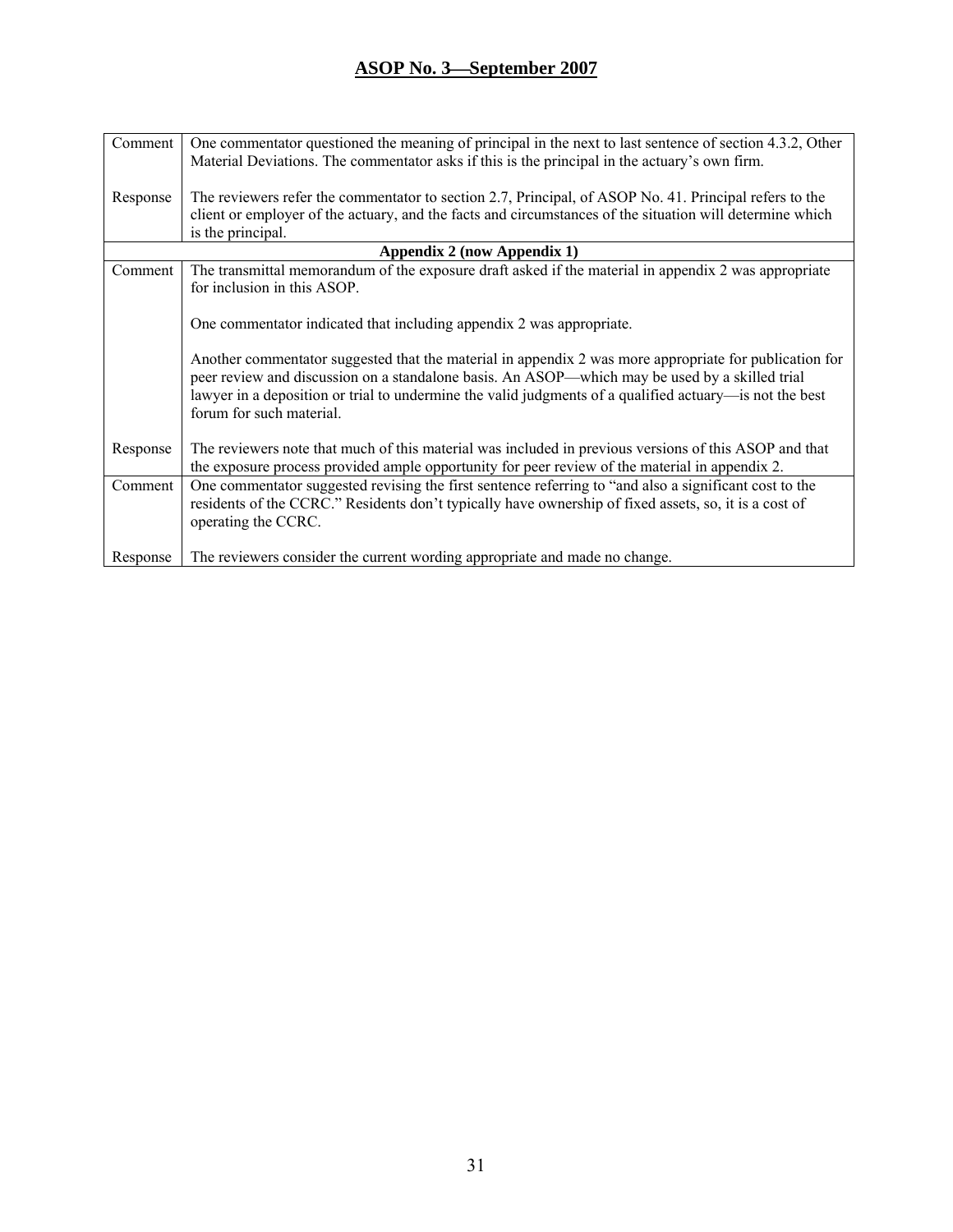| | |
|---|---|
| Comment | One commentator questioned the meaning of principal in the next to last sentence of section 4.3.2, Other Material Deviations. The commentator asks if this is the principal in the actuary's own firm. |
| Response | The reviewers refer the commentator to section 2.7, Principal, of ASOP No. 41. Principal refers to the client or employer of the actuary, and the facts and circumstances of the situation will determine which is the principal. |
| **Appendix 2 (now Appendix 1)** | |
| Comment | The transmittal memorandum of the exposure draft asked if the material in appendix 2 was appropriate for inclusion in this ASOP.<br><br>One commentator indicated that including appendix 2 was appropriate.<br><br>Another commentator suggested that the material in appendix 2 was more appropriate for publication for peer review and discussion on a standalone basis. An ASOP—which may be used by a skilled trial lawyer in a deposition or trial to undermine the valid judgments of a qualified actuary—is not the best forum for such material. |
| Response | The reviewers note that much of this material was included in previous versions of this ASOP and that the exposure process provided ample opportunity for peer review of the material in appendix 2. |
| Comment | One commentator suggested revising the first sentence referring to "and also a significant cost to the residents of the CCRC." Residents don't typically have ownership of fixed assets, so, it is a cost of operating the CCRC. |
| Response | The reviewers consider the current wording appropriate and made no change. |